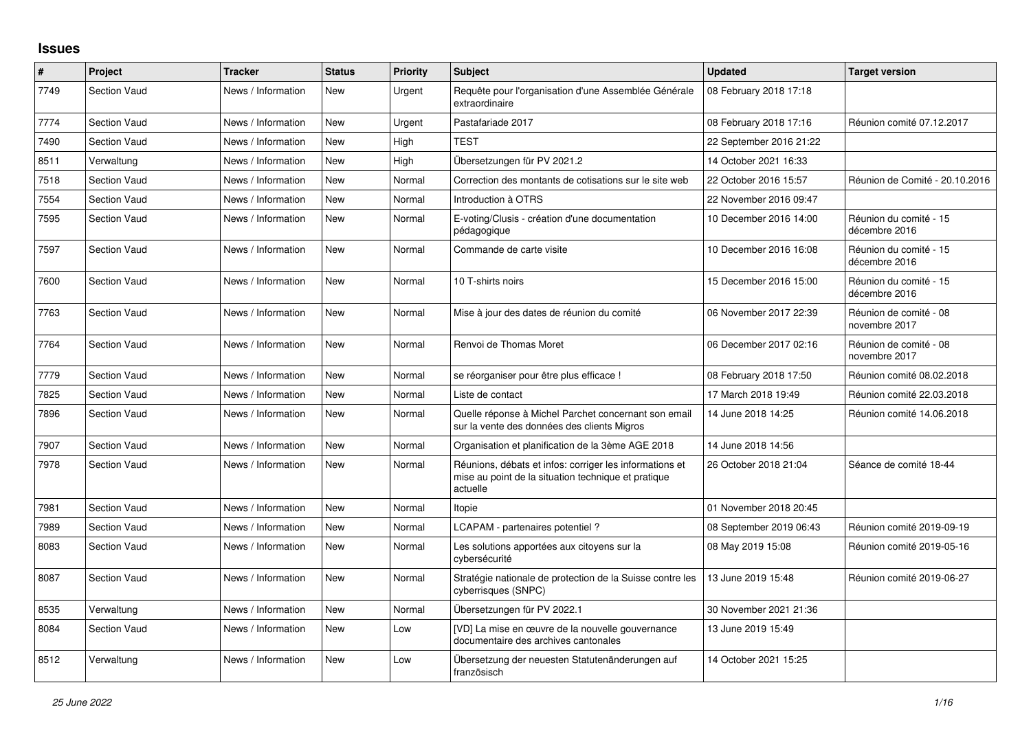## Issues

| # | Project | Tracker | Status | Priority | Subject | Updated | Target version |
|---|---|---|---|---|---|---|---|
| 7749 | Section Vaud | News / Information | New | Urgent | Requête pour l'organisation d'une Assemblée Générale extraordinaire | 08 February 2018 17:18 | |
| 7774 | Section Vaud | News / Information | New | Urgent | Pastafariade 2017 | 08 February 2018 17:16 | Réunion comité 07.12.2017 |
| 7490 | Section Vaud | News / Information | New | High | TEST | 22 September 2016 21:22 | |
| 8511 | Verwaltung | News / Information | New | High | Übersetzungen für PV 2021.2 | 14 October 2021 16:33 | |
| 7518 | Section Vaud | News / Information | New | Normal | Correction des montants de cotisations sur le site web | 22 October 2016 15:57 | Réunion de Comité - 20.10.2016 |
| 7554 | Section Vaud | News / Information | New | Normal | Introduction à OTRS | 22 November 2016 09:47 | |
| 7595 | Section Vaud | News / Information | New | Normal | E-voting/Clusis - création d'une documentation pédagogique | 10 December 2016 14:00 | Réunion du comité - 15 décembre 2016 |
| 7597 | Section Vaud | News / Information | New | Normal | Commande de carte visite | 10 December 2016 16:08 | Réunion du comité - 15 décembre 2016 |
| 7600 | Section Vaud | News / Information | New | Normal | 10 T-shirts noirs | 15 December 2016 15:00 | Réunion du comité - 15 décembre 2016 |
| 7763 | Section Vaud | News / Information | New | Normal | Mise à jour des dates de réunion du comité | 06 November 2017 22:39 | Réunion de comité - 08 novembre 2017 |
| 7764 | Section Vaud | News / Information | New | Normal | Renvoi de Thomas Moret | 06 December 2017 02:16 | Réunion de comité - 08 novembre 2017 |
| 7779 | Section Vaud | News / Information | New | Normal | se réorganiser pour être plus efficace ! | 08 February 2018 17:50 | Réunion comité 08.02.2018 |
| 7825 | Section Vaud | News / Information | New | Normal | Liste de contact | 17 March 2018 19:49 | Réunion comité 22.03.2018 |
| 7896 | Section Vaud | News / Information | New | Normal | Quelle réponse à Michel Parchet concernant son email sur la vente des données des clients Migros | 14 June 2018 14:25 | Réunion comité 14.06.2018 |
| 7907 | Section Vaud | News / Information | New | Normal | Organisation et planification de la 3ème AGE 2018 | 14 June 2018 14:56 | |
| 7978 | Section Vaud | News / Information | New | Normal | Réunions, débats et infos: corriger les informations et mise au point de la situation technique et pratique actuelle | 26 October 2018 21:04 | Séance de comité 18-44 |
| 7981 | Section Vaud | News / Information | New | Normal | Itopie | 01 November 2018 20:45 | |
| 7989 | Section Vaud | News / Information | New | Normal | LCAPAM - partenaires potentiel ? | 08 September 2019 06:43 | Réunion comité 2019-09-19 |
| 8083 | Section Vaud | News / Information | New | Normal | Les solutions apportées aux citoyens sur la cybersécurité | 08 May 2019 15:08 | Réunion comité 2019-05-16 |
| 8087 | Section Vaud | News / Information | New | Normal | Stratégie nationale de protection de la Suisse contre les cyberrisques (SNPC) | 13 June 2019 15:48 | Réunion comité 2019-06-27 |
| 8535 | Verwaltung | News / Information | New | Normal | Übersetzungen für PV 2022.1 | 30 November 2021 21:36 | |
| 8084 | Section Vaud | News / Information | New | Low | [VD] La mise en œuvre de la nouvelle gouvernance documentaire des archives cantonales | 13 June 2019 15:49 | |
| 8512 | Verwaltung | News / Information | New | Low | Übersetzung der neuesten Statutenänderungen auf französisch | 14 October 2021 15:25 | |

*25 June 2022*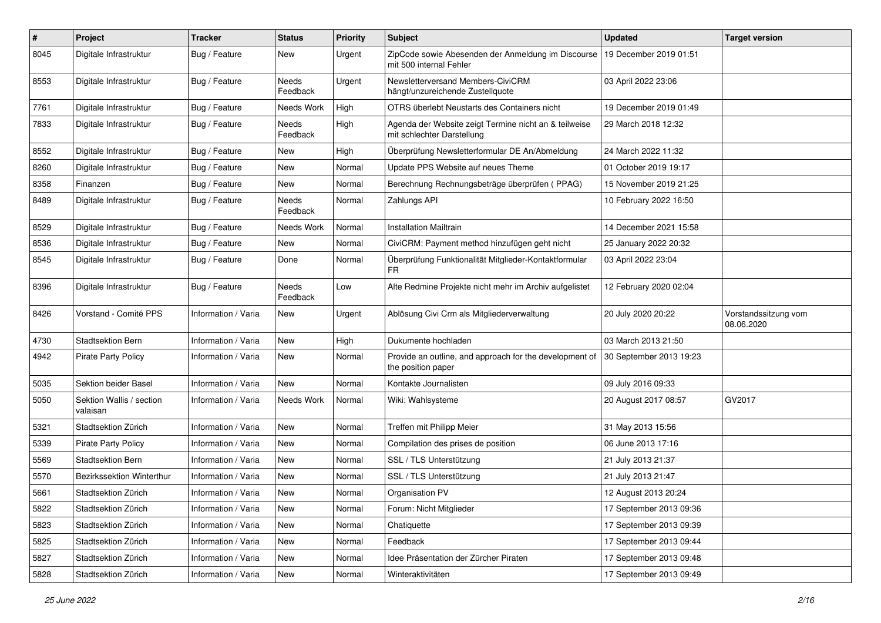| # | Project | Tracker | Status | Priority | Subject | Updated | Target version |
|---|---|---|---|---|---|---|---|
| 8045 | Digitale Infrastruktur | Bug / Feature | New | Urgent | ZipCode sowie Abesenden der Anmeldung im Discourse mit 500 internal Fehler | 19 December 2019 01:51 | |
| 8553 | Digitale Infrastruktur | Bug / Feature | Needs Feedback | Urgent | Newsletterversand Members-CiviCRM hängt/unzureichende Zustellquote | 03 April 2022 23:06 | |
| 7761 | Digitale Infrastruktur | Bug / Feature | Needs Work | High | OTRS überlebt Neustarts des Containers nicht | 19 December 2019 01:49 | |
| 7833 | Digitale Infrastruktur | Bug / Feature | Needs Feedback | High | Agenda der Website zeigt Termine nicht an & teilweise mit schlechter Darstellung | 29 March 2018 12:32 | |
| 8552 | Digitale Infrastruktur | Bug / Feature | New | High | Überprüfung Newsletterformular DE An/Abmeldung | 24 March 2022 11:32 | |
| 8260 | Digitale Infrastruktur | Bug / Feature | New | Normal | Update PPS Website auf neues Theme | 01 October 2019 19:17 | |
| 8358 | Finanzen | Bug / Feature | New | Normal | Berechnung Rechnungsbeträge überprüfen ( PPAG) | 15 November 2019 21:25 | |
| 8489 | Digitale Infrastruktur | Bug / Feature | Needs Feedback | Normal | Zahlungs API | 10 February 2022 16:50 | |
| 8529 | Digitale Infrastruktur | Bug / Feature | Needs Work | Normal | Installation Mailtrain | 14 December 2021 15:58 | |
| 8536 | Digitale Infrastruktur | Bug / Feature | New | Normal | CiviCRM: Payment method hinzufügen geht nicht | 25 January 2022 20:32 | |
| 8545 | Digitale Infrastruktur | Bug / Feature | Done | Normal | Überprüfung Funktionalität Mitglieder-Kontaktformular FR | 03 April 2022 23:04 | |
| 8396 | Digitale Infrastruktur | Bug / Feature | Needs Feedback | Low | Alte Redmine Projekte nicht mehr im Archiv aufgelistet | 12 February 2020 02:04 | |
| 8426 | Vorstand - Comité PPS | Information / Varia | New | Urgent | Ablösung Civi Crm als Mitgliederverwaltung | 20 July 2020 20:22 | Vorstandssitzung vom 08.06.2020 |
| 4730 | Stadtsektion Bern | Information / Varia | New | High | Dukumente hochladen | 03 March 2013 21:50 | |
| 4942 | Pirate Party Policy | Information / Varia | New | Normal | Provide an outline, and approach for the development of the position paper | 30 September 2013 19:23 | |
| 5035 | Sektion beider Basel | Information / Varia | New | Normal | Kontakte Journalisten | 09 July 2016 09:33 | |
| 5050 | Sektion Wallis / section valaisan | Information / Varia | Needs Work | Normal | Wiki: Wahlsysteme | 20 August 2017 08:57 | GV2017 |
| 5321 | Stadtsektion Zürich | Information / Varia | New | Normal | Treffen mit Philipp Meier | 31 May 2013 15:56 | |
| 5339 | Pirate Party Policy | Information / Varia | New | Normal | Compilation des prises de position | 06 June 2013 17:16 | |
| 5569 | Stadtsektion Bern | Information / Varia | New | Normal | SSL / TLS Unterstützung | 21 July 2013 21:37 | |
| 5570 | Bezirkssektion Winterthur | Information / Varia | New | Normal | SSL / TLS Unterstützung | 21 July 2013 21:47 | |
| 5661 | Stadtsektion Zürich | Information / Varia | New | Normal | Organisation PV | 12 August 2013 20:24 | |
| 5822 | Stadtsektion Zürich | Information / Varia | New | Normal | Forum: Nicht Mitglieder | 17 September 2013 09:36 | |
| 5823 | Stadtsektion Zürich | Information / Varia | New | Normal | Chatiquette | 17 September 2013 09:39 | |
| 5825 | Stadtsektion Zürich | Information / Varia | New | Normal | Feedback | 17 September 2013 09:44 | |
| 5827 | Stadtsektion Zürich | Information / Varia | New | Normal | Idee Präsentation der Zürcher Piraten | 17 September 2013 09:48 | |
| 5828 | Stadtsektion Zürich | Information / Varia | New | Normal | Winteraktivitäten | 17 September 2013 09:49 | |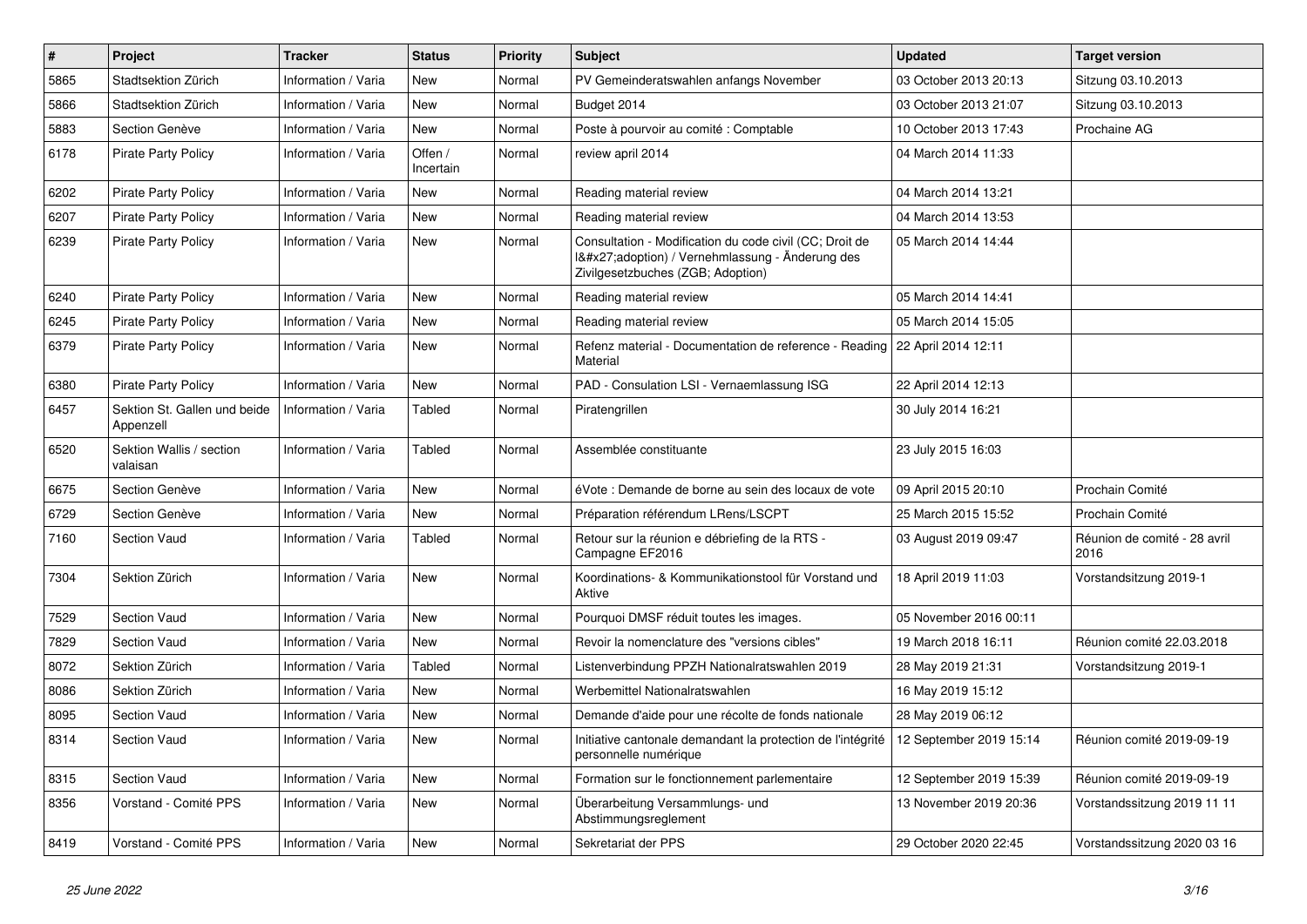| # | Project | Tracker | Status | Priority | Subject | Updated | Target version |
|---|---|---|---|---|---|---|---|
| 5865 | Stadtsektion Zürich | Information / Varia | New | Normal | PV Gemeinderatswahlen anfangs November | 03 October 2013 20:13 | Sitzung 03.10.2013 |
| 5866 | Stadtsektion Zürich | Information / Varia | New | Normal | Budget 2014 | 03 October 2013 21:07 | Sitzung 03.10.2013 |
| 5883 | Section Genève | Information / Varia | New | Normal | Poste à pourvoir au comité : Comptable | 10 October 2013 17:43 | Prochaine AG |
| 6178 | Pirate Party Policy | Information / Varia | Offen / Incertain | Normal | review april 2014 | 04 March 2014 11:33 | |
| 6202 | Pirate Party Policy | Information / Varia | New | Normal | Reading material review | 04 March 2014 13:21 | |
| 6207 | Pirate Party Policy | Information / Varia | New | Normal | Reading material review | 04 March 2014 13:53 | |
| 6239 | Pirate Party Policy | Information / Varia | New | Normal | Consultation - Modification du code civil (CC; Droit de l&#x27;adoption) / Vernehmlassung - Änderung des Zivilgesetzbuches (ZGB; Adoption) | 05 March 2014 14:44 | |
| 6240 | Pirate Party Policy | Information / Varia | New | Normal | Reading material review | 05 March 2014 14:41 | |
| 6245 | Pirate Party Policy | Information / Varia | New | Normal | Reading material review | 05 March 2014 15:05 | |
| 6379 | Pirate Party Policy | Information / Varia | New | Normal | Refenz material - Documentation de reference - Reading Material | 22 April 2014 12:11 | |
| 6380 | Pirate Party Policy | Information / Varia | New | Normal | PAD - Consulation LSI - Vernaemlassung ISG | 22 April 2014 12:13 | |
| 6457 | Sektion St. Gallen und beide Appenzell | Information / Varia | Tabled | Normal | Piratengrillen | 30 July 2014 16:21 | |
| 6520 | Sektion Wallis / section valaisan | Information / Varia | Tabled | Normal | Assemblée constituante | 23 July 2015 16:03 | |
| 6675 | Section Genève | Information / Varia | New | Normal | éVote : Demande de borne au sein des locaux de vote | 09 April 2015 20:10 | Prochain Comité |
| 6729 | Section Genève | Information / Varia | New | Normal | Préparation référendum LRens/LSCPT | 25 March 2015 15:52 | Prochain Comité |
| 7160 | Section Vaud | Information / Varia | Tabled | Normal | Retour sur la réunion e débriefing de la RTS - Campagne EF2016 | 03 August 2019 09:47 | Réunion de comité - 28 avril 2016 |
| 7304 | Sektion Zürich | Information / Varia | New | Normal | Koordinations- & Kommunikationstool für Vorstand und Aktive | 18 April 2019 11:03 | Vorstandsitzung 2019-1 |
| 7529 | Section Vaud | Information / Varia | New | Normal | Pourquoi DMSF réduit toutes les images. | 05 November 2016 00:11 | |
| 7829 | Section Vaud | Information / Varia | New | Normal | Revoir la nomenclature des "versions cibles" | 19 March 2018 16:11 | Réunion comité 22.03.2018 |
| 8072 | Sektion Zürich | Information / Varia | Tabled | Normal | Listenverbindung PPZH Nationalratswahlen 2019 | 28 May 2019 21:31 | Vorstandsitzung 2019-1 |
| 8086 | Sektion Zürich | Information / Varia | New | Normal | Werbemittel Nationalratswahlen | 16 May 2019 15:12 | |
| 8095 | Section Vaud | Information / Varia | New | Normal | Demande d'aide pour une récolte de fonds nationale | 28 May 2019 06:12 | |
| 8314 | Section Vaud | Information / Varia | New | Normal | Initiative cantonale demandant la protection de l'intégrité personnelle numérique | 12 September 2019 15:14 | Réunion comité 2019-09-19 |
| 8315 | Section Vaud | Information / Varia | New | Normal | Formation sur le fonctionnement parlementaire | 12 September 2019 15:39 | Réunion comité 2019-09-19 |
| 8356 | Vorstand - Comité PPS | Information / Varia | New | Normal | Überarbeitung Versammlungs- und Abstimmungsreglement | 13 November 2019 20:36 | Vorstandssitzung 2019 11 11 |
| 8419 | Vorstand - Comité PPS | Information / Varia | New | Normal | Sekretariat der PPS | 29 October 2020 22:45 | Vorstandssitzung 2020 03 16 |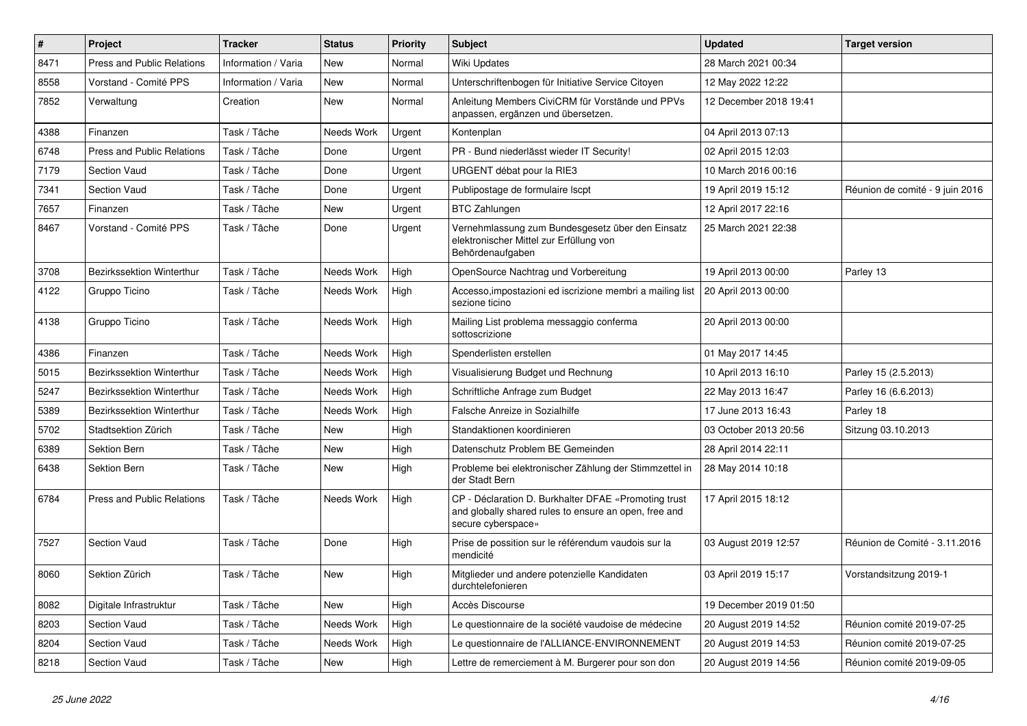| # | Project | Tracker | Status | Priority | Subject | Updated | Target version |
|---|---|---|---|---|---|---|---|
| 8471 | Press and Public Relations | Information / Varia | New | Normal | Wiki Updates | 28 March 2021 00:34 | |
| 8558 | Vorstand - Comité PPS | Information / Varia | New | Normal | Unterschriftenbogen für Initiative Service Citoyen | 12 May 2022 12:22 | |
| 7852 | Verwaltung | Creation | New | Normal | Anleitung Members CiviCRM für Vorstände und PPVs anpassen, ergänzen und übersetzen. | 12 December 2018 19:41 | |
| 4388 | Finanzen | Task / Tâche | Needs Work | Urgent | Kontenplan | 04 April 2013 07:13 | |
| 6748 | Press and Public Relations | Task / Tâche | Done | Urgent | PR - Bund niederlässt wieder IT Security! | 02 April 2015 12:03 | |
| 7179 | Section Vaud | Task / Tâche | Done | Urgent | URGENT débat pour la RIE3 | 10 March 2016 00:16 | |
| 7341 | Section Vaud | Task / Tâche | Done | Urgent | Publipostage de formulaire lscpt | 19 April 2019 15:12 | Réunion de comité - 9 juin 2016 |
| 7657 | Finanzen | Task / Tâche | New | Urgent | BTC Zahlungen | 12 April 2017 22:16 | |
| 8467 | Vorstand - Comité PPS | Task / Tâche | Done | Urgent | Vernehmlassung zum Bundesgesetz über den Einsatz elektronischer Mittel zur Erfüllung von Behördenaufgaben | 25 March 2021 22:38 | |
| 3708 | Bezirkssektion Winterthur | Task / Tâche | Needs Work | High | OpenSource Nachtrag und Vorbereitung | 19 April 2013 00:00 | Parley 13 |
| 4122 | Gruppo Ticino | Task / Tâche | Needs Work | High | Accesso,impostazioni ed iscrizione membri a mailing list sezione ticino | 20 April 2013 00:00 | |
| 4138 | Gruppo Ticino | Task / Tâche | Needs Work | High | Mailing List problema messaggio conferma sottoscrizione | 20 April 2013 00:00 | |
| 4386 | Finanzen | Task / Tâche | Needs Work | High | Spenderlisten erstellen | 01 May 2017 14:45 | |
| 5015 | Bezirkssektion Winterthur | Task / Tâche | Needs Work | High | Visualisierung Budget und Rechnung | 10 April 2013 16:10 | Parley 15 (2.5.2013) |
| 5247 | Bezirkssektion Winterthur | Task / Tâche | Needs Work | High | Schriftliche Anfrage zum Budget | 22 May 2013 16:47 | Parley 16 (6.6.2013) |
| 5389 | Bezirkssektion Winterthur | Task / Tâche | Needs Work | High | Falsche Anreize in Sozialhilfe | 17 June 2013 16:43 | Parley 18 |
| 5702 | Stadtsektion Zürich | Task / Tâche | New | High | Standaktionen koordinieren | 03 October 2013 20:56 | Sitzung 03.10.2013 |
| 6389 | Sektion Bern | Task / Tâche | New | High | Datenschutz Problem BE Gemeinden | 28 April 2014 22:11 | |
| 6438 | Sektion Bern | Task / Tâche | New | High | Probleme bei elektronischer Zählung der Stimmzettel in der Stadt Bern | 28 May 2014 10:18 | |
| 6784 | Press and Public Relations | Task / Tâche | Needs Work | High | CP - Déclaration D. Burkhalter DFAE «Promoting trust and globally shared rules to ensure an open, free and secure cyberspace» | 17 April 2015 18:12 | |
| 7527 | Section Vaud | Task / Tâche | Done | High | Prise de possition sur le référendum vaudois sur la mendicité | 03 August 2019 12:57 | Réunion de Comité - 3.11.2016 |
| 8060 | Sektion Zürich | Task / Tâche | New | High | Mitglieder und andere potenzielle Kandidaten durchtelefonieren | 03 April 2019 15:17 | Vorstandsitzung 2019-1 |
| 8082 | Digitale Infrastruktur | Task / Tâche | New | High | Accès Discourse | 19 December 2019 01:50 | |
| 8203 | Section Vaud | Task / Tâche | Needs Work | High | Le questionnaire de la société vaudoise de médecine | 20 August 2019 14:52 | Réunion comité 2019-07-25 |
| 8204 | Section Vaud | Task / Tâche | Needs Work | High | Le questionnaire de l'ALLIANCE-ENVIRONNEMENT | 20 August 2019 14:53 | Réunion comité 2019-07-25 |
| 8218 | Section Vaud | Task / Tâche | New | High | Lettre de remerciement à M. Burgerer pour son don | 20 August 2019 14:56 | Réunion comité 2019-09-05 |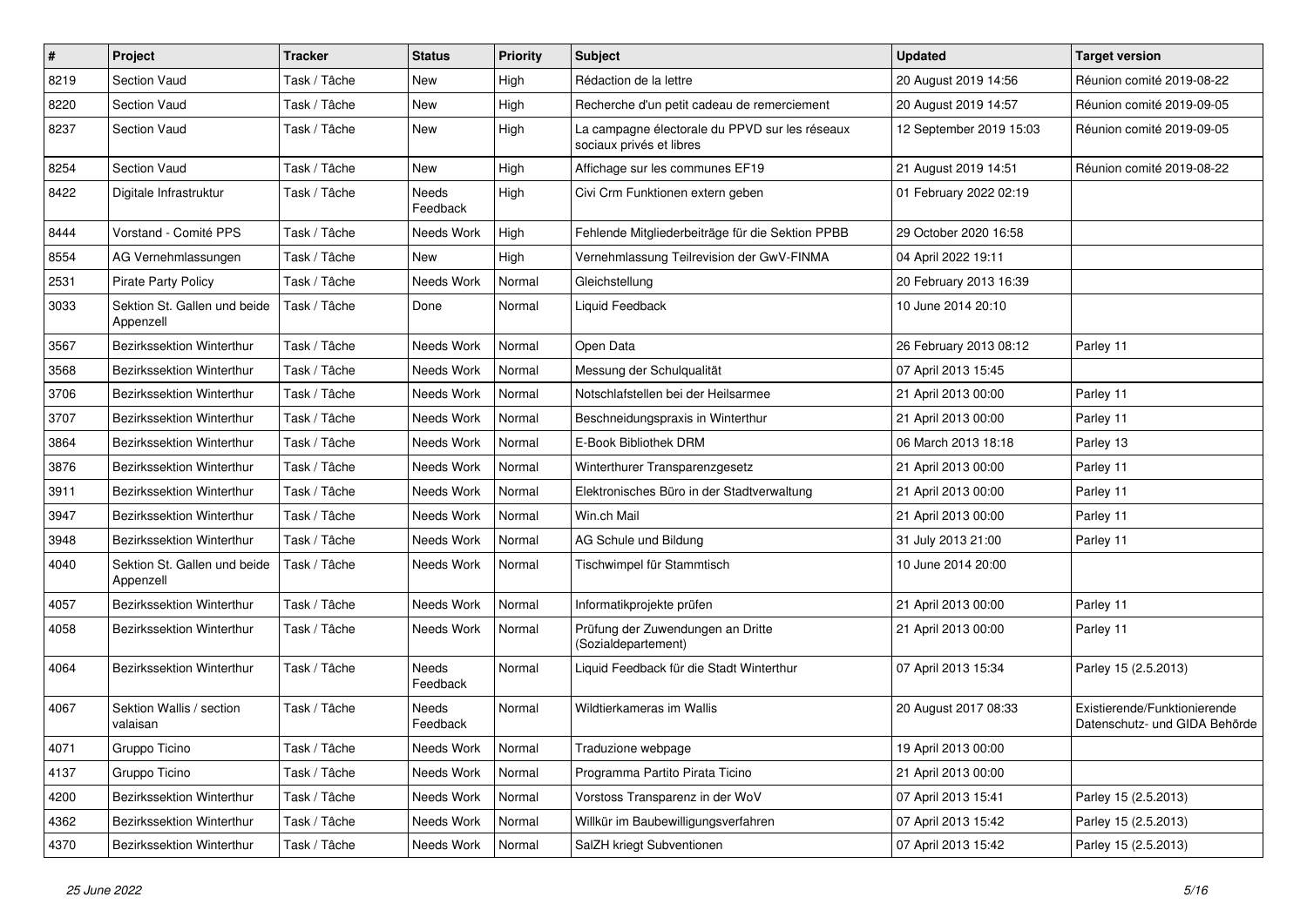| # | Project | Tracker | Status | Priority | Subject | Updated | Target version |
|---|---|---|---|---|---|---|---|
| 8219 | Section Vaud | Task / Tâche | New | High | Rédaction de la lettre | 20 August 2019 14:56 | Réunion comité 2019-08-22 |
| 8220 | Section Vaud | Task / Tâche | New | High | Recherche d'un petit cadeau de remerciement | 20 August 2019 14:57 | Réunion comité 2019-09-05 |
| 8237 | Section Vaud | Task / Tâche | New | High | La campagne électorale du PPVD sur les réseaux sociaux privés et libres | 12 September 2019 15:03 | Réunion comité 2019-09-05 |
| 8254 | Section Vaud | Task / Tâche | New | High | Affichage sur les communes EF19 | 21 August 2019 14:51 | Réunion comité 2019-08-22 |
| 8422 | Digitale Infrastruktur | Task / Tâche | Needs Feedback | High | Civi Crm Funktionen extern geben | 01 February 2022 02:19 | |
| 8444 | Vorstand - Comité PPS | Task / Tâche | Needs Work | High | Fehlende Mitgliederbeiträge für die Sektion PPBB | 29 October 2020 16:58 | |
| 8554 | AG Vernehmlassungen | Task / Tâche | New | High | Vernehmlassung Teilrevision der GwV-FINMA | 04 April 2022 19:11 | |
| 2531 | Pirate Party Policy | Task / Tâche | Needs Work | Normal | Gleichstellung | 20 February 2013 16:39 | |
| 3033 | Sektion St. Gallen und beide Appenzell | Task / Tâche | Done | Normal | Liquid Feedback | 10 June 2014 20:10 | |
| 3567 | Bezirkssektion Winterthur | Task / Tâche | Needs Work | Normal | Open Data | 26 February 2013 08:12 | Parley 11 |
| 3568 | Bezirkssektion Winterthur | Task / Tâche | Needs Work | Normal | Messung der Schulqualität | 07 April 2013 15:45 | |
| 3706 | Bezirkssektion Winterthur | Task / Tâche | Needs Work | Normal | Notschlafstellen bei der Heilsarmee | 21 April 2013 00:00 | Parley 11 |
| 3707 | Bezirkssektion Winterthur | Task / Tâche | Needs Work | Normal | Beschneidungspraxis in Winterthur | 21 April 2013 00:00 | Parley 11 |
| 3864 | Bezirkssektion Winterthur | Task / Tâche | Needs Work | Normal | E-Book Bibliothek DRM | 06 March 2013 18:18 | Parley 13 |
| 3876 | Bezirkssektion Winterthur | Task / Tâche | Needs Work | Normal | Winterthurer Transparenzgesetz | 21 April 2013 00:00 | Parley 11 |
| 3911 | Bezirkssektion Winterthur | Task / Tâche | Needs Work | Normal | Elektronisches Büro in der Stadtverwaltung | 21 April 2013 00:00 | Parley 11 |
| 3947 | Bezirkssektion Winterthur | Task / Tâche | Needs Work | Normal | Win.ch Mail | 21 April 2013 00:00 | Parley 11 |
| 3948 | Bezirkssektion Winterthur | Task / Tâche | Needs Work | Normal | AG Schule und Bildung | 31 July 2013 21:00 | Parley 11 |
| 4040 | Sektion St. Gallen und beide Appenzell | Task / Tâche | Needs Work | Normal | Tischwimpel für Stammtisch | 10 June 2014 20:00 | |
| 4057 | Bezirkssektion Winterthur | Task / Tâche | Needs Work | Normal | Informatikprojekte prüfen | 21 April 2013 00:00 | Parley 11 |
| 4058 | Bezirkssektion Winterthur | Task / Tâche | Needs Work | Normal | Prüfung der Zuwendungen an Dritte (Sozialdepartement) | 21 April 2013 00:00 | Parley 11 |
| 4064 | Bezirkssektion Winterthur | Task / Tâche | Needs Feedback | Normal | Liquid Feedback für die Stadt Winterthur | 07 April 2013 15:34 | Parley 15 (2.5.2013) |
| 4067 | Sektion Wallis / section valaisan | Task / Tâche | Needs Feedback | Normal | Wildtierkameras im Wallis | 20 August 2017 08:33 | Existierende/Funktionierende Datenschutz- und GIDA Behörde |
| 4071 | Gruppo Ticino | Task / Tâche | Needs Work | Normal | Traduzione webpage | 19 April 2013 00:00 | |
| 4137 | Gruppo Ticino | Task / Tâche | Needs Work | Normal | Programma Partito Pirata Ticino | 21 April 2013 00:00 | |
| 4200 | Bezirkssektion Winterthur | Task / Tâche | Needs Work | Normal | Vorstoss Transparenz in der WoV | 07 April 2013 15:41 | Parley 15 (2.5.2013) |
| 4362 | Bezirkssektion Winterthur | Task / Tâche | Needs Work | Normal | Willkür im Baubewilligungsverfahren | 07 April 2013 15:42 | Parley 15 (2.5.2013) |
| 4370 | Bezirkssektion Winterthur | Task / Tâche | Needs Work | Normal | SalZH kriegt Subventionen | 07 April 2013 15:42 | Parley 15 (2.5.2013) |

*25 June 2022*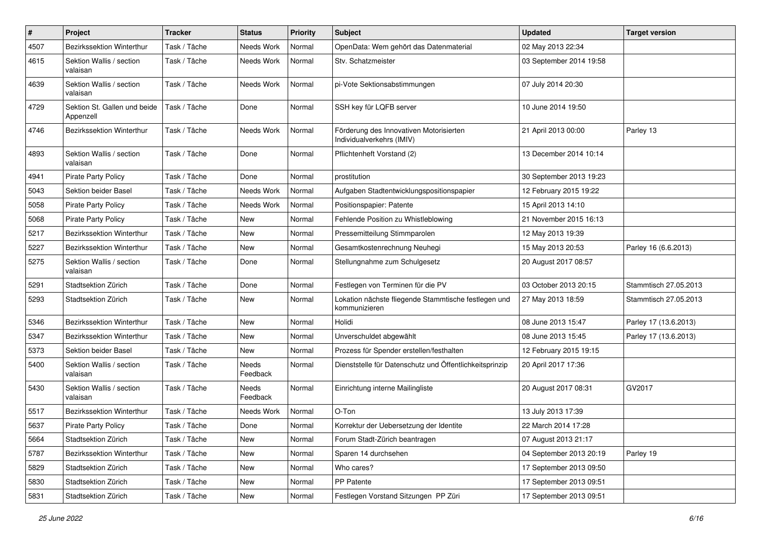| # | Project | Tracker | Status | Priority | Subject | Updated | Target version |
|---|---|---|---|---|---|---|---|
| 4507 | Bezirkssektion Winterthur | Task / Tâche | Needs Work | Normal | OpenData: Wem gehört das Datenmaterial | 02 May 2013 22:34 | |
| 4615 | Sektion Wallis / section valaisan | Task / Tâche | Needs Work | Normal | Stv. Schatzmeister | 03 September 2014 19:58 | |
| 4639 | Sektion Wallis / section valaisan | Task / Tâche | Needs Work | Normal | pi-Vote Sektionsabstimmungen | 07 July 2014 20:30 | |
| 4729 | Sektion St. Gallen und beide Appenzell | Task / Tâche | Done | Normal | SSH key für LQFB server | 10 June 2014 19:50 | |
| 4746 | Bezirkssektion Winterthur | Task / Tâche | Needs Work | Normal | Förderung des Innovativen Motorisierten Individualverkehrs (IMIV) | 21 April 2013 00:00 | Parley 13 |
| 4893 | Sektion Wallis / section valaisan | Task / Tâche | Done | Normal | Pflichtenheft Vorstand (2) | 13 December 2014 10:14 | |
| 4941 | Pirate Party Policy | Task / Tâche | Done | Normal | prostitution | 30 September 2013 19:23 | |
| 5043 | Sektion beider Basel | Task / Tâche | Needs Work | Normal | Aufgaben Stadtentwicklungspositionspapier | 12 February 2015 19:22 | |
| 5058 | Pirate Party Policy | Task / Tâche | Needs Work | Normal | Positionspapier: Patente | 15 April 2013 14:10 | |
| 5068 | Pirate Party Policy | Task / Tâche | New | Normal | Fehlende Position zu Whistleblowing | 21 November 2015 16:13 | |
| 5217 | Bezirkssektion Winterthur | Task / Tâche | New | Normal | Pressemitteilung Stimmparolen | 12 May 2013 19:39 | |
| 5227 | Bezirkssektion Winterthur | Task / Tâche | New | Normal | Gesamtkostenrechnung Neuhegi | 15 May 2013 20:53 | Parley 16 (6.6.2013) |
| 5275 | Sektion Wallis / section valaisan | Task / Tâche | Done | Normal | Stellungnahme zum Schulgesetz | 20 August 2017 08:57 | |
| 5291 | Stadtsektion Zürich | Task / Tâche | Done | Normal | Festlegen von Terminen für die PV | 03 October 2013 20:15 | Stammtisch 27.05.2013 |
| 5293 | Stadtsektion Zürich | Task / Tâche | New | Normal | Lokation nächste fliegende Stammtische festlegen und kommunizieren | 27 May 2013 18:59 | Stammtisch 27.05.2013 |
| 5346 | Bezirkssektion Winterthur | Task / Tâche | New | Normal | Holidi | 08 June 2013 15:47 | Parley 17 (13.6.2013) |
| 5347 | Bezirkssektion Winterthur | Task / Tâche | New | Normal | Unverschuldet abgewählt | 08 June 2013 15:45 | Parley 17 (13.6.2013) |
| 5373 | Sektion beider Basel | Task / Tâche | New | Normal | Prozess für Spender erstellen/festhalten | 12 February 2015 19:15 | |
| 5400 | Sektion Wallis / section valaisan | Task / Tâche | Needs Feedback | Normal | Dienststelle für Datenschutz und Öffentlichkeitsprinzip | 20 April 2017 17:36 | |
| 5430 | Sektion Wallis / section valaisan | Task / Tâche | Needs Feedback | Normal | Einrichtung interne Mailingliste | 20 August 2017 08:31 | GV2017 |
| 5517 | Bezirkssektion Winterthur | Task / Tâche | Needs Work | Normal | O-Ton | 13 July 2013 17:39 | |
| 5637 | Pirate Party Policy | Task / Tâche | Done | Normal | Korrektur der Uebersetzung der Identite | 22 March 2014 17:28 | |
| 5664 | Stadtsektion Zürich | Task / Tâche | New | Normal | Forum Stadt-Zürich beantragen | 07 August 2013 21:17 | |
| 5787 | Bezirkssektion Winterthur | Task / Tâche | New | Normal | Sparen 14 durchsehen | 04 September 2013 20:19 | Parley 19 |
| 5829 | Stadtsektion Zürich | Task / Tâche | New | Normal | Who cares? | 17 September 2013 09:50 | |
| 5830 | Stadtsektion Zürich | Task / Tâche | New | Normal | PP Patente | 17 September 2013 09:51 | |
| 5831 | Stadtsektion Zürich | Task / Tâche | New | Normal | Festlegen Vorstand Sitzungen PP Züri | 17 September 2013 09:51 | |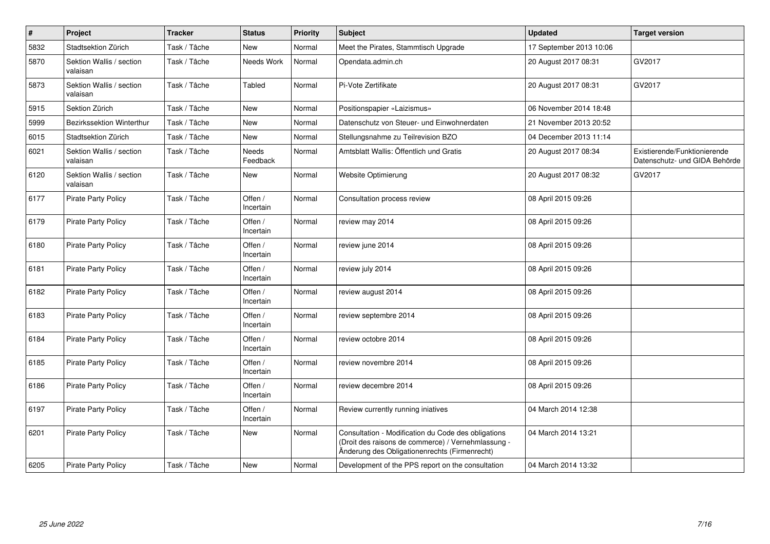| # | Project | Tracker | Status | Priority | Subject | Updated | Target version |
|---|---|---|---|---|---|---|---|
| 5832 | Stadtsektion Zürich | Task / Tâche | New | Normal | Meet the Pirates, Stammtisch Upgrade | 17 September 2013 10:06 | |
| 5870 | Sektion Wallis / section valaisan | Task / Tâche | Needs Work | Normal | Opendata.admin.ch | 20 August 2017 08:31 | GV2017 |
| 5873 | Sektion Wallis / section valaisan | Task / Tâche | Tabled | Normal | Pi-Vote Zertifikate | 20 August 2017 08:31 | GV2017 |
| 5915 | Sektion Zürich | Task / Tâche | New | Normal | Positionspapier «Laizismus» | 06 November 2014 18:48 | |
| 5999 | Bezirkssektion Winterthur | Task / Tâche | New | Normal | Datenschutz von Steuer- und Einwohnerdaten | 21 November 2013 20:52 | |
| 6015 | Stadtsektion Zürich | Task / Tâche | New | Normal | Stellungsnahme zu Teilrevision BZO | 04 December 2013 11:14 | |
| 6021 | Sektion Wallis / section valaisan | Task / Tâche | Needs Feedback | Normal | Amtsblatt Wallis: Öffentlich und Gratis | 20 August 2017 08:34 | Existierende/Funktionierende Datenschutz- und GIDA Behörde |
| 6120 | Sektion Wallis / section valaisan | Task / Tâche | New | Normal | Website Optimierung | 20 August 2017 08:32 | GV2017 |
| 6177 | Pirate Party Policy | Task / Tâche | Offen / Incertain | Normal | Consultation process review | 08 April 2015 09:26 | |
| 6179 | Pirate Party Policy | Task / Tâche | Offen / Incertain | Normal | review may 2014 | 08 April 2015 09:26 | |
| 6180 | Pirate Party Policy | Task / Tâche | Offen / Incertain | Normal | review june 2014 | 08 April 2015 09:26 | |
| 6181 | Pirate Party Policy | Task / Tâche | Offen / Incertain | Normal | review july 2014 | 08 April 2015 09:26 | |
| 6182 | Pirate Party Policy | Task / Tâche | Offen / Incertain | Normal | review august 2014 | 08 April 2015 09:26 | |
| 6183 | Pirate Party Policy | Task / Tâche | Offen / Incertain | Normal | review septembre 2014 | 08 April 2015 09:26 | |
| 6184 | Pirate Party Policy | Task / Tâche | Offen / Incertain | Normal | review octobre 2014 | 08 April 2015 09:26 | |
| 6185 | Pirate Party Policy | Task / Tâche | Offen / Incertain | Normal | review novembre 2014 | 08 April 2015 09:26 | |
| 6186 | Pirate Party Policy | Task / Tâche | Offen / Incertain | Normal | review decembre 2014 | 08 April 2015 09:26 | |
| 6197 | Pirate Party Policy | Task / Tâche | Offen / Incertain | Normal | Review currently running iniatives | 04 March 2014 12:38 | |
| 6201 | Pirate Party Policy | Task / Tâche | New | Normal | Consultation - Modification du Code des obligations (Droit des raisons de commerce) / Vernehmlassung - Änderung des Obligationenrechts (Firmenrecht) | 04 March 2014 13:21 | |
| 6205 | Pirate Party Policy | Task / Tâche | New | Normal | Development of the PPS report on the consultation | 04 March 2014 13:32 | |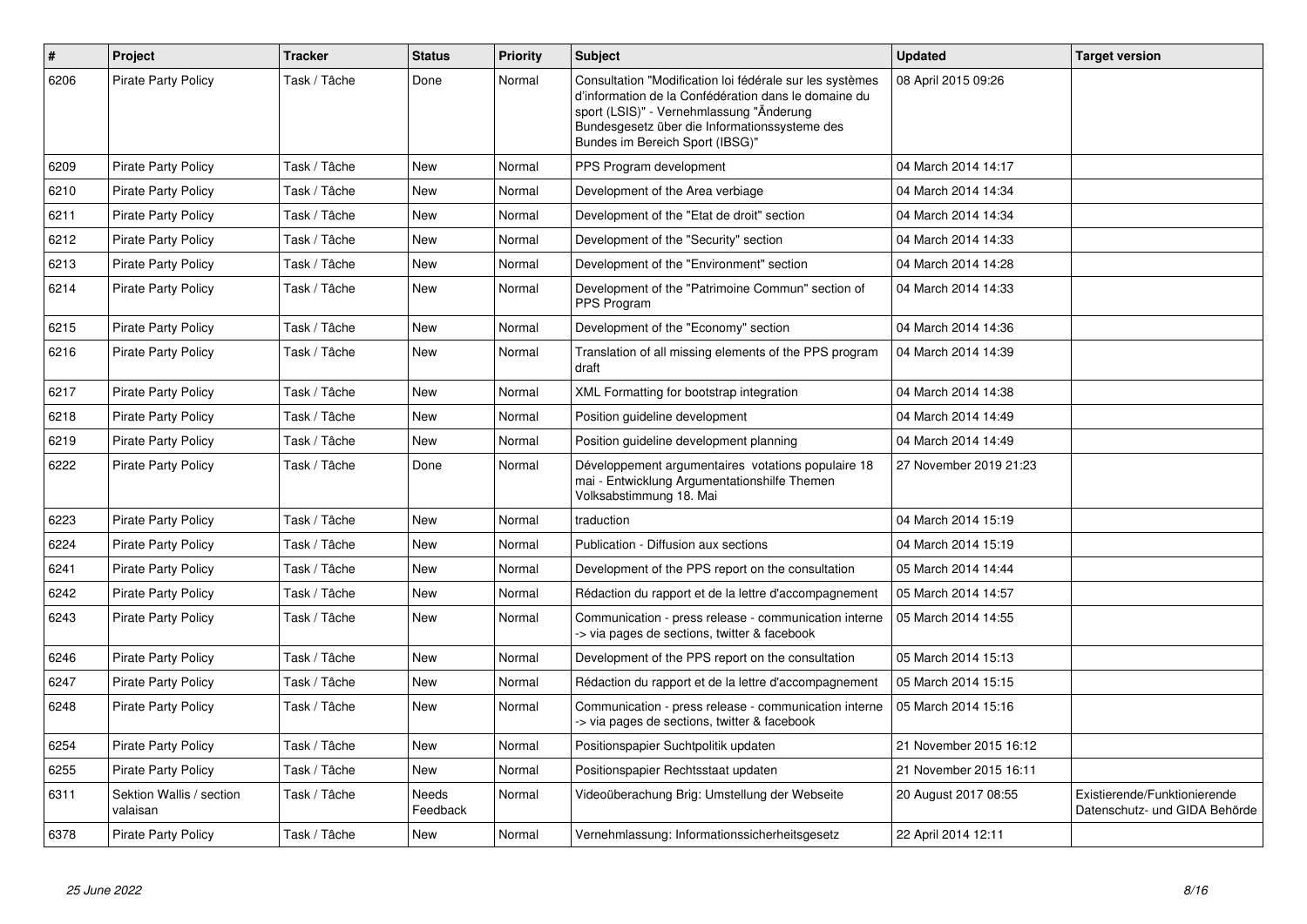| # | Project | Tracker | Status | Priority | Subject | Updated | Target version |
|---|---|---|---|---|---|---|---|
| 6206 | Pirate Party Policy | Task / Tâche | Done | Normal | Consultation "Modification loi fédérale sur les systèmes d'information de la Confédération dans le domaine du sport (LSIS)" - Vernehmlassung "Änderung Bundesgesetz über die Informationssysteme des Bundes im Bereich Sport (IBSG)" | 08 April 2015 09:26 | |
| 6209 | Pirate Party Policy | Task / Tâche | New | Normal | PPS Program development | 04 March 2014 14:17 | |
| 6210 | Pirate Party Policy | Task / Tâche | New | Normal | Development of the Area verbiage | 04 March 2014 14:34 | |
| 6211 | Pirate Party Policy | Task / Tâche | New | Normal | Development of the "Etat de droit" section | 04 March 2014 14:34 | |
| 6212 | Pirate Party Policy | Task / Tâche | New | Normal | Development of the "Security" section | 04 March 2014 14:33 | |
| 6213 | Pirate Party Policy | Task / Tâche | New | Normal | Development of the "Environment" section | 04 March 2014 14:28 | |
| 6214 | Pirate Party Policy | Task / Tâche | New | Normal | Development of the "Patrimoine Commun" section of PPS Program | 04 March 2014 14:33 | |
| 6215 | Pirate Party Policy | Task / Tâche | New | Normal | Development of the "Economy" section | 04 March 2014 14:36 | |
| 6216 | Pirate Party Policy | Task / Tâche | New | Normal | Translation of all missing elements of the PPS program draft | 04 March 2014 14:39 | |
| 6217 | Pirate Party Policy | Task / Tâche | New | Normal | XML Formatting for bootstrap integration | 04 March 2014 14:38 | |
| 6218 | Pirate Party Policy | Task / Tâche | New | Normal | Position guideline development | 04 March 2014 14:49 | |
| 6219 | Pirate Party Policy | Task / Tâche | New | Normal | Position guideline development planning | 04 March 2014 14:49 | |
| 6222 | Pirate Party Policy | Task / Tâche | Done | Normal | Développement argumentaires votations populaire 18 mai - Entwicklung Argumentationshilfe Themen Volksabstimmung 18. Mai | 27 November 2019 21:23 | |
| 6223 | Pirate Party Policy | Task / Tâche | New | Normal | traduction | 04 March 2014 15:19 | |
| 6224 | Pirate Party Policy | Task / Tâche | New | Normal | Publication - Diffusion aux sections | 04 March 2014 15:19 | |
| 6241 | Pirate Party Policy | Task / Tâche | New | Normal | Development of the PPS report on the consultation | 05 March 2014 14:44 | |
| 6242 | Pirate Party Policy | Task / Tâche | New | Normal | Rédaction du rapport et de la lettre d'accompagnement | 05 March 2014 14:57 | |
| 6243 | Pirate Party Policy | Task / Tâche | New | Normal | Communication - press release - communication interne -> via pages de sections, twitter & facebook | 05 March 2014 14:55 | |
| 6246 | Pirate Party Policy | Task / Tâche | New | Normal | Development of the PPS report on the consultation | 05 March 2014 15:13 | |
| 6247 | Pirate Party Policy | Task / Tâche | New | Normal | Rédaction du rapport et de la lettre d'accompagnement | 05 March 2014 15:15 | |
| 6248 | Pirate Party Policy | Task / Tâche | New | Normal | Communication - press release - communication interne -> via pages de sections, twitter & facebook | 05 March 2014 15:16 | |
| 6254 | Pirate Party Policy | Task / Tâche | New | Normal | Positionspapier Suchtpolitik updaten | 21 November 2015 16:12 | |
| 6255 | Pirate Party Policy | Task / Tâche | New | Normal | Positionspapier Rechtsstaat updaten | 21 November 2015 16:11 | |
| 6311 | Sektion Wallis / section valaisan | Task / Tâche | Needs Feedback | Normal | Videoüberachung Brig: Umstellung der Webseite | 20 August 2017 08:55 | Existierende/Funktionierende Datenschutz- und GIDA Behörde |
| 6378 | Pirate Party Policy | Task / Tâche | New | Normal | Vernehmlassung: Informationssicherheitsgesetz | 22 April 2014 12:11 | |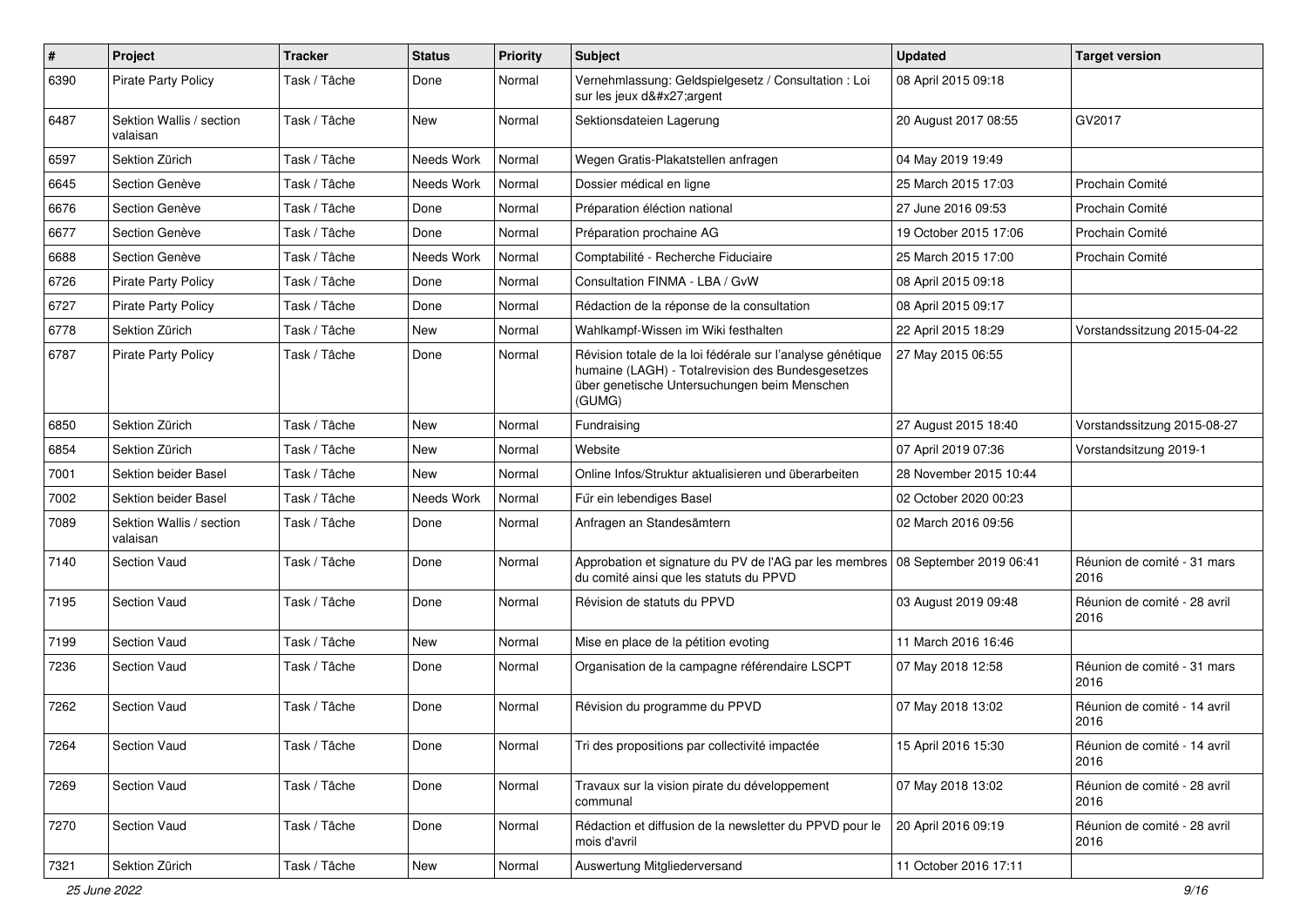| # | Project | Tracker | Status | Priority | Subject | Updated | Target version |
|---|---|---|---|---|---|---|---|
| 6390 | Pirate Party Policy | Task / Tâche | Done | Normal | Vernehmlassung: Geldspielgesetz / Consultation : Loi sur les jeux d&#x27;argent | 08 April 2015 09:18 | |
| 6487 | Sektion Wallis / section valaisan | Task / Tâche | New | Normal | Sektionsdateien Lagerung | 20 August 2017 08:55 | GV2017 |
| 6597 | Sektion Zürich | Task / Tâche | Needs Work | Normal | Wegen Gratis-Plakatstellen anfragen | 04 May 2019 19:49 | |
| 6645 | Section Genève | Task / Tâche | Needs Work | Normal | Dossier médical en ligne | 25 March 2015 17:03 | Prochain Comité |
| 6676 | Section Genève | Task / Tâche | Done | Normal | Préparation éléction national | 27 June 2016 09:53 | Prochain Comité |
| 6677 | Section Genève | Task / Tâche | Done | Normal | Préparation prochaine AG | 19 October 2015 17:06 | Prochain Comité |
| 6688 | Section Genève | Task / Tâche | Needs Work | Normal | Comptabilité - Recherche Fiduciaire | 25 March 2015 17:00 | Prochain Comité |
| 6726 | Pirate Party Policy | Task / Tâche | Done | Normal | Consultation FINMA - LBA / GvW | 08 April 2015 09:18 | |
| 6727 | Pirate Party Policy | Task / Tâche | Done | Normal | Rédaction de la réponse de la consultation | 08 April 2015 09:17 | |
| 6778 | Sektion Zürich | Task / Tâche | New | Normal | Wahlkampf-Wissen im Wiki festhalten | 22 April 2015 18:29 | Vorstandssitzung 2015-04-22 |
| 6787 | Pirate Party Policy | Task / Tâche | Done | Normal | Révision totale de la loi fédérale sur l'analyse génétique humaine (LAGH) - Totalrevision des Bundesgesetzes über genetische Untersuchungen beim Menschen (GUMG) | 27 May 2015 06:55 | |
| 6850 | Sektion Zürich | Task / Tâche | New | Normal | Fundraising | 27 August 2015 18:40 | Vorstandssitzung 2015-08-27 |
| 6854 | Sektion Zürich | Task / Tâche | New | Normal | Website | 07 April 2019 07:36 | Vorstandsitzung 2019-1 |
| 7001 | Sektion beider Basel | Task / Tâche | New | Normal | Online Infos/Struktur aktualisieren und überarbeiten | 28 November 2015 10:44 | |
| 7002 | Sektion beider Basel | Task / Tâche | Needs Work | Normal | Für ein lebendiges Basel | 02 October 2020 00:23 | |
| 7089 | Sektion Wallis / section valaisan | Task / Tâche | Done | Normal | Anfragen an Standesämtern | 02 March 2016 09:56 | |
| 7140 | Section Vaud | Task / Tâche | Done | Normal | Approbation et signature du PV de l'AG par les membres du comité ainsi que les statuts du PPVD | 08 September 2019 06:41 | Réunion de comité - 31 mars 2016 |
| 7195 | Section Vaud | Task / Tâche | Done | Normal | Révision de statuts du PPVD | 03 August 2019 09:48 | Réunion de comité - 28 avril 2016 |
| 7199 | Section Vaud | Task / Tâche | New | Normal | Mise en place de la pétition evoting | 11 March 2016 16:46 | |
| 7236 | Section Vaud | Task / Tâche | Done | Normal | Organisation de la campagne référendaire LSCPT | 07 May 2018 12:58 | Réunion de comité - 31 mars 2016 |
| 7262 | Section Vaud | Task / Tâche | Done | Normal | Révision du programme du PPVD | 07 May 2018 13:02 | Réunion de comité - 14 avril 2016 |
| 7264 | Section Vaud | Task / Tâche | Done | Normal | Tri des propositions par collectivité impactée | 15 April 2016 15:30 | Réunion de comité - 14 avril 2016 |
| 7269 | Section Vaud | Task / Tâche | Done | Normal | Travaux sur la vision pirate du développement communal | 07 May 2018 13:02 | Réunion de comité - 28 avril 2016 |
| 7270 | Section Vaud | Task / Tâche | Done | Normal | Rédaction et diffusion de la newsletter du PPVD pour le mois d'avril | 20 April 2016 09:19 | Réunion de comité - 28 avril 2016 |
| 7321 | Sektion Zürich | Task / Tâche | New | Normal | Auswertung Mitgliederversand | 11 October 2016 17:11 | |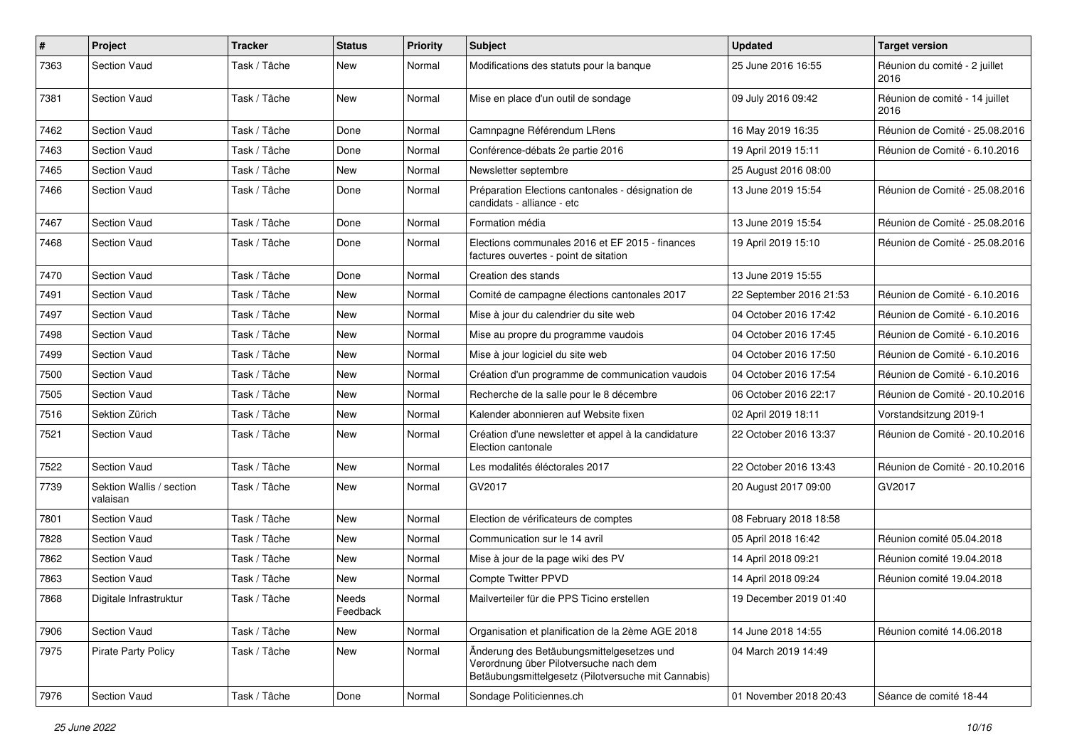| # | Project | Tracker | Status | Priority | Subject | Updated | Target version |
|---|---|---|---|---|---|---|---|
| 7363 | Section Vaud | Task / Tâche | New | Normal | Modifications des statuts pour la banque | 25 June 2016 16:55 | Réunion du comité - 2 juillet 2016 |
| 7381 | Section Vaud | Task / Tâche | New | Normal | Mise en place d'un outil de sondage | 09 July 2016 09:42 | Réunion de comité - 14 juillet 2016 |
| 7462 | Section Vaud | Task / Tâche | Done | Normal | Camnpagne Référendum LRens | 16 May 2019 16:35 | Réunion de Comité - 25.08.2016 |
| 7463 | Section Vaud | Task / Tâche | Done | Normal | Conférence-débats 2e partie 2016 | 19 April 2019 15:11 | Réunion de Comité - 6.10.2016 |
| 7465 | Section Vaud | Task / Tâche | New | Normal | Newsletter septembre | 25 August 2016 08:00 | |
| 7466 | Section Vaud | Task / Tâche | Done | Normal | Préparation Elections cantonales - désignation de candidats - alliance - etc | 13 June 2019 15:54 | Réunion de Comité - 25.08.2016 |
| 7467 | Section Vaud | Task / Tâche | Done | Normal | Formation média | 13 June 2019 15:54 | Réunion de Comité - 25.08.2016 |
| 7468 | Section Vaud | Task / Tâche | Done | Normal | Elections communales 2016 et EF 2015 - finances factures ouvertes - point de sitation | 19 April 2019 15:10 | Réunion de Comité - 25.08.2016 |
| 7470 | Section Vaud | Task / Tâche | Done | Normal | Creation des stands | 13 June 2019 15:55 | |
| 7491 | Section Vaud | Task / Tâche | New | Normal | Comité de campagne élections cantonales 2017 | 22 September 2016 21:53 | Réunion de Comité - 6.10.2016 |
| 7497 | Section Vaud | Task / Tâche | New | Normal | Mise à jour du calendrier du site web | 04 October 2016 17:42 | Réunion de Comité - 6.10.2016 |
| 7498 | Section Vaud | Task / Tâche | New | Normal | Mise au propre du programme vaudois | 04 October 2016 17:45 | Réunion de Comité - 6.10.2016 |
| 7499 | Section Vaud | Task / Tâche | New | Normal | Mise à jour logiciel du site web | 04 October 2016 17:50 | Réunion de Comité - 6.10.2016 |
| 7500 | Section Vaud | Task / Tâche | New | Normal | Création d'un programme de communication vaudois | 04 October 2016 17:54 | Réunion de Comité - 6.10.2016 |
| 7505 | Section Vaud | Task / Tâche | New | Normal | Recherche de la salle pour le 8 décembre | 06 October 2016 22:17 | Réunion de Comité - 20.10.2016 |
| 7516 | Sektion Zürich | Task / Tâche | New | Normal | Kalender abonnieren auf Website fixen | 02 April 2019 18:11 | Vorstandsitzung 2019-1 |
| 7521 | Section Vaud | Task / Tâche | New | Normal | Création d'une newsletter et appel à la candidature Election cantonale | 22 October 2016 13:37 | Réunion de Comité - 20.10.2016 |
| 7522 | Section Vaud | Task / Tâche | New | Normal | Les modalités éléctorales 2017 | 22 October 2016 13:43 | Réunion de Comité - 20.10.2016 |
| 7739 | Sektion Wallis / section valaisan | Task / Tâche | New | Normal | GV2017 | 20 August 2017 09:00 | GV2017 |
| 7801 | Section Vaud | Task / Tâche | New | Normal | Election de vérificateurs de comptes | 08 February 2018 18:58 | |
| 7828 | Section Vaud | Task / Tâche | New | Normal | Communication sur le 14 avril | 05 April 2018 16:42 | Réunion comité 05.04.2018 |
| 7862 | Section Vaud | Task / Tâche | New | Normal | Mise à jour de la page wiki des PV | 14 April 2018 09:21 | Réunion comité 19.04.2018 |
| 7863 | Section Vaud | Task / Tâche | New | Normal | Compte Twitter PPVD | 14 April 2018 09:24 | Réunion comité 19.04.2018 |
| 7868 | Digitale Infrastruktur | Task / Tâche | Needs Feedback | Normal | Mailverteiler für die PPS Ticino erstellen | 19 December 2019 01:40 | |
| 7906 | Section Vaud | Task / Tâche | New | Normal | Organisation et planification de la 2ème AGE 2018 | 14 June 2018 14:55 | Réunion comité 14.06.2018 |
| 7975 | Pirate Party Policy | Task / Tâche | New | Normal | Änderung des Betäubungsmittelgesetzes und Verordnung über Pilotversuche nach dem Betäubungsmittelgesetz (Pilotversuche mit Cannabis) | 04 March 2019 14:49 | |
| 7976 | Section Vaud | Task / Tâche | Done | Normal | Sondage Politiciennes.ch | 01 November 2018 20:43 | Séance de comité 18-44 |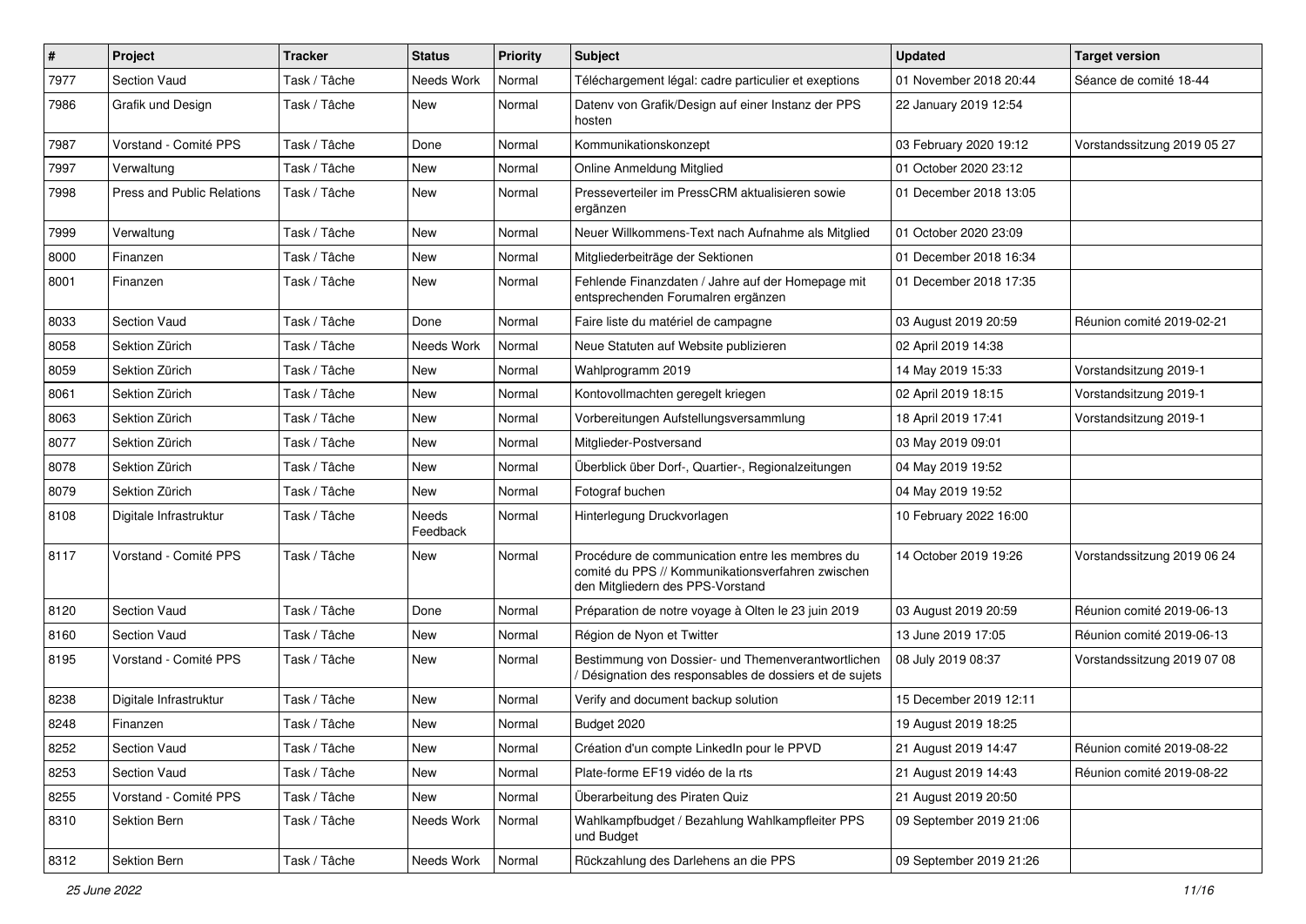| # | Project | Tracker | Status | Priority | Subject | Updated | Target version |
|---|---|---|---|---|---|---|---|
| 7977 | Section Vaud | Task / Tâche | Needs Work | Normal | Téléchargement légal: cadre particulier et exeptions | 01 November 2018 20:44 | Séance de comité 18-44 |
| 7986 | Grafik und Design | Task / Tâche | New | Normal | Datenv von Grafik/Design auf einer Instanz der PPS hosten | 22 January 2019 12:54 | |
| 7987 | Vorstand - Comité PPS | Task / Tâche | Done | Normal | Kommunikationskonzept | 03 February 2020 19:12 | Vorstandssitzung 2019 05 27 |
| 7997 | Verwaltung | Task / Tâche | New | Normal | Online Anmeldung Mitglied | 01 October 2020 23:12 | |
| 7998 | Press and Public Relations | Task / Tâche | New | Normal | Presseverteiler im PressCRM aktualisieren sowie ergänzen | 01 December 2018 13:05 | |
| 7999 | Verwaltung | Task / Tâche | New | Normal | Neuer Willkommens-Text nach Aufnahme als Mitglied | 01 October 2020 23:09 | |
| 8000 | Finanzen | Task / Tâche | New | Normal | Mitgliederbeiträge der Sektionen | 01 December 2018 16:34 | |
| 8001 | Finanzen | Task / Tâche | New | Normal | Fehlende Finanzdaten / Jahre auf der Homepage mit entsprechenden Forumalren ergänzen | 01 December 2018 17:35 | |
| 8033 | Section Vaud | Task / Tâche | Done | Normal | Faire liste du matériel de campagne | 03 August 2019 20:59 | Réunion comité 2019-02-21 |
| 8058 | Sektion Zürich | Task / Tâche | Needs Work | Normal | Neue Statuten auf Website publizieren | 02 April 2019 14:38 | |
| 8059 | Sektion Zürich | Task / Tâche | New | Normal | Wahlprogramm 2019 | 14 May 2019 15:33 | Vorstandsitzung 2019-1 |
| 8061 | Sektion Zürich | Task / Tâche | New | Normal | Kontovollmachten geregelt kriegen | 02 April 2019 18:15 | Vorstandsitzung 2019-1 |
| 8063 | Sektion Zürich | Task / Tâche | New | Normal | Vorbereitungen Aufstellungsversammlung | 18 April 2019 17:41 | Vorstandsitzung 2019-1 |
| 8077 | Sektion Zürich | Task / Tâche | New | Normal | Mitglieder-Postversand | 03 May 2019 09:01 | |
| 8078 | Sektion Zürich | Task / Tâche | New | Normal | Überblick über Dorf-, Quartier-, Regionalzeitungen | 04 May 2019 19:52 | |
| 8079 | Sektion Zürich | Task / Tâche | New | Normal | Fotograf buchen | 04 May 2019 19:52 | |
| 8108 | Digitale Infrastruktur | Task / Tâche | Needs Feedback | Normal | Hinterlegung Druckvorlagen | 10 February 2022 16:00 | |
| 8117 | Vorstand - Comité PPS | Task / Tâche | New | Normal | Procédure de communication entre les membres du comité du PPS // Kommunikationsverfahren zwischen den Mitgliedern des PPS-Vorstand | 14 October 2019 19:26 | Vorstandssitzung 2019 06 24 |
| 8120 | Section Vaud | Task / Tâche | Done | Normal | Préparation de notre voyage à Olten le 23 juin 2019 | 03 August 2019 20:59 | Réunion comité 2019-06-13 |
| 8160 | Section Vaud | Task / Tâche | New | Normal | Région de Nyon et Twitter | 13 June 2019 17:05 | Réunion comité 2019-06-13 |
| 8195 | Vorstand - Comité PPS | Task / Tâche | New | Normal | Bestimmung von Dossier- und Themenverantwortlichen / Désignation des responsables de dossiers et de sujets | 08 July 2019 08:37 | Vorstandssitzung 2019 07 08 |
| 8238 | Digitale Infrastruktur | Task / Tâche | New | Normal | Verify and document backup solution | 15 December 2019 12:11 | |
| 8248 | Finanzen | Task / Tâche | New | Normal | Budget 2020 | 19 August 2019 18:25 | |
| 8252 | Section Vaud | Task / Tâche | New | Normal | Création d'un compte LinkedIn pour le PPVD | 21 August 2019 14:47 | Réunion comité 2019-08-22 |
| 8253 | Section Vaud | Task / Tâche | New | Normal | Plate-forme EF19 vidéo de la rts | 21 August 2019 14:43 | Réunion comité 2019-08-22 |
| 8255 | Vorstand - Comité PPS | Task / Tâche | New | Normal | Überarbeitung des Piraten Quiz | 21 August 2019 20:50 | |
| 8310 | Sektion Bern | Task / Tâche | Needs Work | Normal | Wahlkampfbudget / Bezahlung Wahlkampfleiter PPS und Budget | 09 September 2019 21:06 | |
| 8312 | Sektion Bern | Task / Tâche | Needs Work | Normal | Rückzahlung des Darlehens an die PPS | 09 September 2019 21:26 | |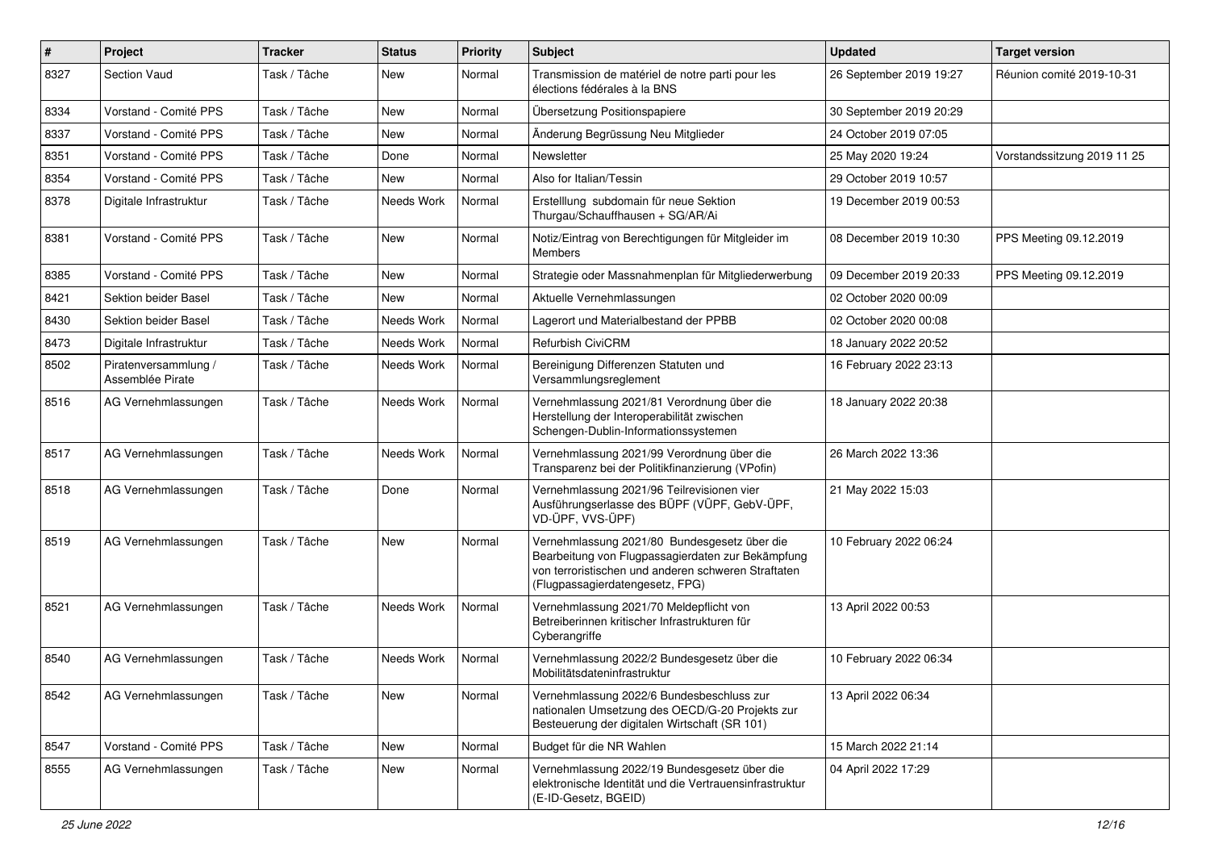| # | Project | Tracker | Status | Priority | Subject | Updated | Target version |
|---|---|---|---|---|---|---|---|
| 8327 | Section Vaud | Task / Tâche | New | Normal | Transmission de matériel de notre parti pour les élections fédérales à la BNS | 26 September 2019 19:27 | Réunion comité 2019-10-31 |
| 8334 | Vorstand - Comité PPS | Task / Tâche | New | Normal | Übersetzung Positionspapiere | 30 September 2019 20:29 | |
| 8337 | Vorstand - Comité PPS | Task / Tâche | New | Normal | Änderung Begrüssung Neu Mitglieder | 24 October 2019 07:05 | |
| 8351 | Vorstand - Comité PPS | Task / Tâche | Done | Normal | Newsletter | 25 May 2020 19:24 | Vorstandssitzung 2019 11 25 |
| 8354 | Vorstand - Comité PPS | Task / Tâche | New | Normal | Also for Italian/Tessin | 29 October 2019 10:57 | |
| 8378 | Digitale Infrastruktur | Task / Tâche | Needs Work | Normal | Erstelllung subdomain für neue Sektion Thurgau/Schauffhausen + SG/AR/Ai | 19 December 2019 00:53 | |
| 8381 | Vorstand - Comité PPS | Task / Tâche | New | Normal | Notiz/Eintrag von Berechtigungen für Mitgleider im Members | 08 December 2019 10:30 | PPS Meeting 09.12.2019 |
| 8385 | Vorstand - Comité PPS | Task / Tâche | New | Normal | Strategie oder Massnahmenplan für Mitgliederwerbung | 09 December 2019 20:33 | PPS Meeting 09.12.2019 |
| 8421 | Sektion beider Basel | Task / Tâche | New | Normal | Aktuelle Vernehmlassungen | 02 October 2020 00:09 | |
| 8430 | Sektion beider Basel | Task / Tâche | Needs Work | Normal | Lagerort und Materialbestand der PPBB | 02 October 2020 00:08 | |
| 8473 | Digitale Infrastruktur | Task / Tâche | Needs Work | Normal | Refurbish CiviCRM | 18 January 2022 20:52 | |
| 8502 | Piratenversammlung / Assemblée Pirate | Task / Tâche | Needs Work | Normal | Bereinigung Differenzen Statuten und Versammlungsreglement | 16 February 2022 23:13 | |
| 8516 | AG Vernehmlassungen | Task / Tâche | Needs Work | Normal | Vernehmlassung 2021/81 Verordnung über die Herstellung der Interoperabilität zwischen Schengen-Dublin-Informationssystemen | 18 January 2022 20:38 | |
| 8517 | AG Vernehmlassungen | Task / Tâche | Needs Work | Normal | Vernehmlassung 2021/99 Verordnung über die Transparenz bei der Politikfinanzierung (VPofin) | 26 March 2022 13:36 | |
| 8518 | AG Vernehmlassungen | Task / Tâche | Done | Normal | Vernehmlassung 2021/96 Teilrevisionen vier Ausführungserlasse des BÜPF (VÜPF, GebV-ÜPF, VD-ÜPF, VVS-ÜPF) | 21 May 2022 15:03 | |
| 8519 | AG Vernehmlassungen | Task / Tâche | New | Normal | Vernehmlassung 2021/80 Bundesgesetz über die Bearbeitung von Flugpassagierdaten zur Bekämpfung von terroristischen und anderen schweren Straftaten (Flugpassagierdatengesetz, FPG) | 10 February 2022 06:24 | |
| 8521 | AG Vernehmlassungen | Task / Tâche | Needs Work | Normal | Vernehmlassung 2021/70 Meldepflicht von Betreiberinnen kritischer Infrastrukturen für Cyberangriffe | 13 April 2022 00:53 | |
| 8540 | AG Vernehmlassungen | Task / Tâche | Needs Work | Normal | Vernehmlassung 2022/2 Bundesgesetz über die Mobilitätsdateninfrastruktur | 10 February 2022 06:34 | |
| 8542 | AG Vernehmlassungen | Task / Tâche | New | Normal | Vernehmlassung 2022/6 Bundesbeschluss zur nationalen Umsetzung des OECD/G-20 Projekts zur Besteuerung der digitalen Wirtschaft (SR 101) | 13 April 2022 06:34 | |
| 8547 | Vorstand - Comité PPS | Task / Tâche | New | Normal | Budget für die NR Wahlen | 15 March 2022 21:14 | |
| 8555 | AG Vernehmlassungen | Task / Tâche | New | Normal | Vernehmlassung 2022/19 Bundesgesetz über die elektronische Identität und die Vertrauensinfrastruktur (E-ID-Gesetz, BGEID) | 04 April 2022 17:29 | |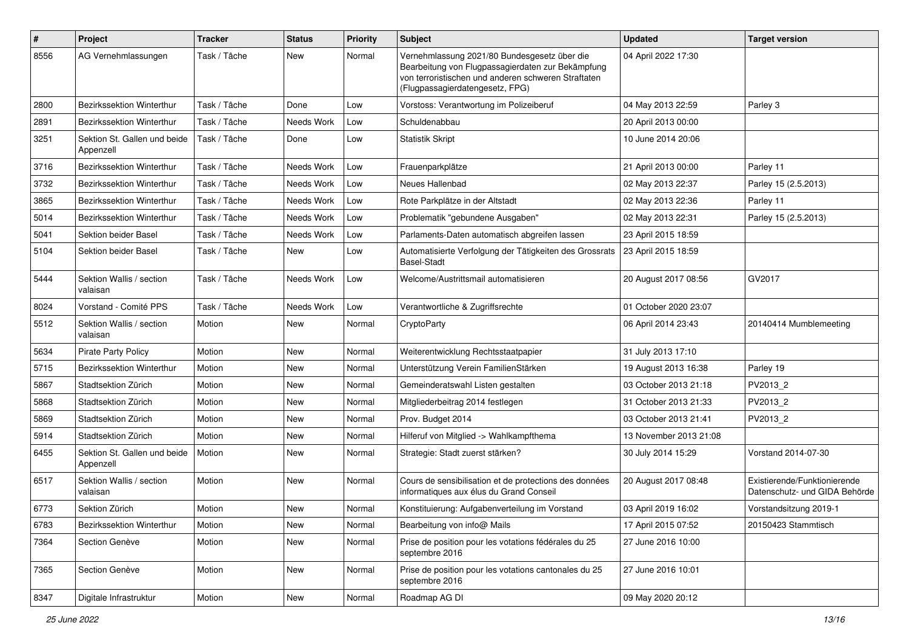| # | Project | Tracker | Status | Priority | Subject | Updated | Target version |
|---|---|---|---|---|---|---|---|
| 8556 | AG Vernehmlassungen | Task / Tâche | New | Normal | Vernehmlassung 2021/80 Bundesgesetz über die Bearbeitung von Flugpassagierdaten zur Bekämpfung von terroristischen und anderen schweren Straftaten (Flugpassagierdatengesetz, FPG) | 04 April 2022 17:30 | |
| 2800 | Bezirkssektion Winterthur | Task / Tâche | Done | Low | Vorstoss: Verantwortung im Polizeiberuf | 04 May 2013 22:59 | Parley 3 |
| 2891 | Bezirkssektion Winterthur | Task / Tâche | Needs Work | Low | Schuldenabbau | 20 April 2013 00:00 | |
| 3251 | Sektion St. Gallen und beide Appenzell | Task / Tâche | Done | Low | Statistik Skript | 10 June 2014 20:06 | |
| 3716 | Bezirkssektion Winterthur | Task / Tâche | Needs Work | Low | Frauenparkplätze | 21 April 2013 00:00 | Parley 11 |
| 3732 | Bezirkssektion Winterthur | Task / Tâche | Needs Work | Low | Neues Hallenbad | 02 May 2013 22:37 | Parley 15 (2.5.2013) |
| 3865 | Bezirkssektion Winterthur | Task / Tâche | Needs Work | Low | Rote Parkplätze in der Altstadt | 02 May 2013 22:36 | Parley 11 |
| 5014 | Bezirkssektion Winterthur | Task / Tâche | Needs Work | Low | Problematik "gebundene Ausgaben" | 02 May 2013 22:31 | Parley 15 (2.5.2013) |
| 5041 | Sektion beider Basel | Task / Tâche | Needs Work | Low | Parlaments-Daten automatisch abgreifen lassen | 23 April 2015 18:59 | |
| 5104 | Sektion beider Basel | Task / Tâche | New | Low | Automatisierte Verfolgung der Tätigkeiten des Grossrats Basel-Stadt | 23 April 2015 18:59 | |
| 5444 | Sektion Wallis / section valaisan | Task / Tâche | Needs Work | Low | Welcome/Austrittsmail automatisieren | 20 August 2017 08:56 | GV2017 |
| 8024 | Vorstand - Comité PPS | Task / Tâche | Needs Work | Low | Verantwortliche & Zugriffsrechte | 01 October 2020 23:07 | |
| 5512 | Sektion Wallis / section valaisan | Motion | New | Normal | CryptoParty | 06 April 2014 23:43 | 20140414 Mumblemeeting |
| 5634 | Pirate Party Policy | Motion | New | Normal | Weiterentwicklung Rechtsstaatpapier | 31 July 2013 17:10 | |
| 5715 | Bezirkssektion Winterthur | Motion | New | Normal | Unterstützung Verein FamilienStärken | 19 August 2013 16:38 | Parley 19 |
| 5867 | Stadtsektion Zürich | Motion | New | Normal | Gemeinderatswahl Listen gestalten | 03 October 2013 21:18 | PV2013_2 |
| 5868 | Stadtsektion Zürich | Motion | New | Normal | Mitgliederbeitrag 2014 festlegen | 31 October 2013 21:33 | PV2013_2 |
| 5869 | Stadtsektion Zürich | Motion | New | Normal | Prov. Budget 2014 | 03 October 2013 21:41 | PV2013_2 |
| 5914 | Stadtsektion Zürich | Motion | New | Normal | Hilferuf von Mitglied -> Wahlkampfthema | 13 November 2013 21:08 | |
| 6455 | Sektion St. Gallen und beide Appenzell | Motion | New | Normal | Strategie: Stadt zuerst stärken? | 30 July 2014 15:29 | Vorstand 2014-07-30 |
| 6517 | Sektion Wallis / section valaisan | Motion | New | Normal | Cours de sensibilisation et de protections des données informatiques aux élus du Grand Conseil | 20 August 2017 08:48 | Existierende/Funktionierende Datenschutz- und GIDA Behörde |
| 6773 | Sektion Zürich | Motion | New | Normal | Konstituierung: Aufgabenverteilung im Vorstand | 03 April 2019 16:02 | Vorstandsitzung 2019-1 |
| 6783 | Bezirkssektion Winterthur | Motion | New | Normal | Bearbeitung von info@ Mails | 17 April 2015 07:52 | 20150423 Stammtisch |
| 7364 | Section Genève | Motion | New | Normal | Prise de position pour les votations fédérales du 25 septembre 2016 | 27 June 2016 10:00 | |
| 7365 | Section Genève | Motion | New | Normal | Prise de position pour les votations cantonales du 25 septembre 2016 | 27 June 2016 10:01 | |
| 8347 | Digitale Infrastruktur | Motion | New | Normal | Roadmap AG DI | 09 May 2020 20:12 | |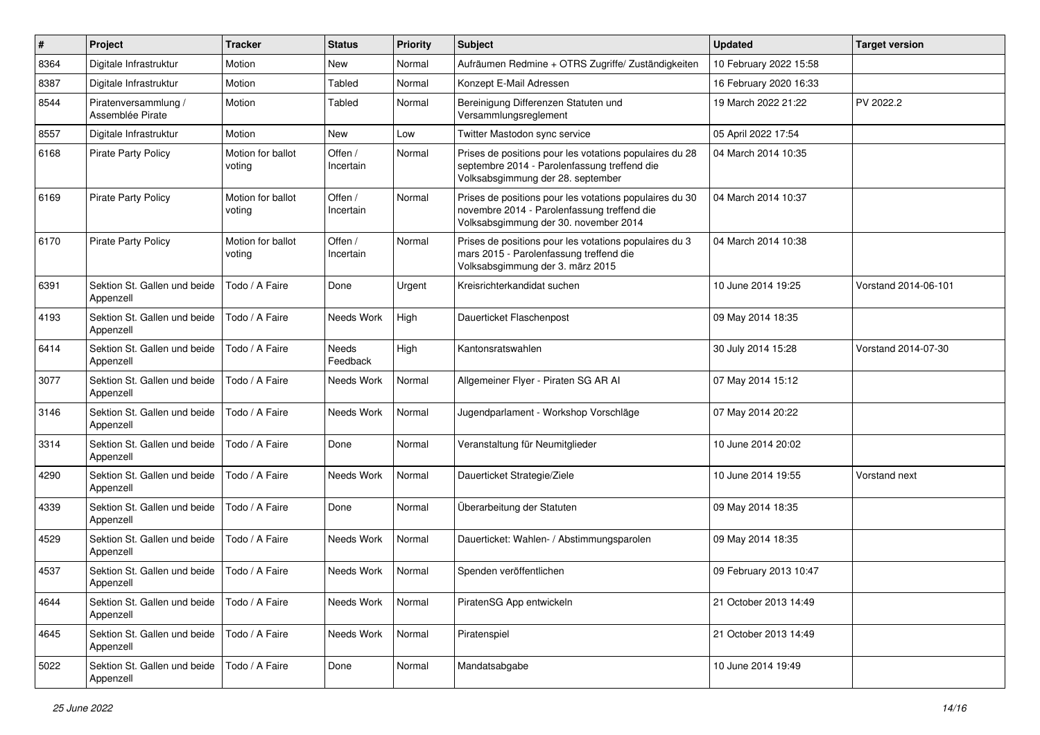| # | Project | Tracker | Status | Priority | Subject | Updated | Target version |
|---|---|---|---|---|---|---|---|
| 8364 | Digitale Infrastruktur | Motion | New | Normal | Aufräumen Redmine + OTRS Zugriffe/ Zuständigkeiten | 10 February 2022 15:58 | |
| 8387 | Digitale Infrastruktur | Motion | Tabled | Normal | Konzept E-Mail Adressen | 16 February 2020 16:33 | |
| 8544 | Piratenversammlung / Assemblée Pirate | Motion | Tabled | Normal | Bereinigung Differenzen Statuten und Versammlungsreglement | 19 March 2022 21:22 | PV 2022.2 |
| 8557 | Digitale Infrastruktur | Motion | New | Low | Twitter Mastodon sync service | 05 April 2022 17:54 | |
| 6168 | Pirate Party Policy | Motion for ballot voting | Offen / Incertain | Normal | Prises de positions pour les votations populaires du 28 septembre 2014 - Parolenfassung treffend die Volksabsgimmung der 28. september | 04 March 2014 10:35 | |
| 6169 | Pirate Party Policy | Motion for ballot voting | Offen / Incertain | Normal | Prises de positions pour les votations populaires du 30 novembre 2014 - Parolenfassung treffend die Volksabsgimmung der 30. november 2014 | 04 March 2014 10:37 | |
| 6170 | Pirate Party Policy | Motion for ballot voting | Offen / Incertain | Normal | Prises de positions pour les votations populaires du 3 mars 2015 - Parolenfassung treffend die Volksabsgimmung der 3. märz 2015 | 04 March 2014 10:38 | |
| 6391 | Sektion St. Gallen und beide Appenzell | Todo / A Faire | Done | Urgent | Kreisrichterkandidat suchen | 10 June 2014 19:25 | Vorstand 2014-06-101 |
| 4193 | Sektion St. Gallen und beide Appenzell | Todo / A Faire | Needs Work | High | Dauerticket Flaschenpost | 09 May 2014 18:35 | |
| 6414 | Sektion St. Gallen und beide Appenzell | Todo / A Faire | Needs Feedback | High | Kantonsratswahlen | 30 July 2014 15:28 | Vorstand 2014-07-30 |
| 3077 | Sektion St. Gallen und beide Appenzell | Todo / A Faire | Needs Work | Normal | Allgemeiner Flyer - Piraten SG AR AI | 07 May 2014 15:12 | |
| 3146 | Sektion St. Gallen und beide Appenzell | Todo / A Faire | Needs Work | Normal | Jugendparlament - Workshop Vorschläge | 07 May 2014 20:22 | |
| 3314 | Sektion St. Gallen und beide Appenzell | Todo / A Faire | Done | Normal | Veranstaltung für Neumitglieder | 10 June 2014 20:02 | |
| 4290 | Sektion St. Gallen und beide Appenzell | Todo / A Faire | Needs Work | Normal | Dauerticket Strategie/Ziele | 10 June 2014 19:55 | Vorstand next |
| 4339 | Sektion St. Gallen und beide Appenzell | Todo / A Faire | Done | Normal | Überarbeitung der Statuten | 09 May 2014 18:35 | |
| 4529 | Sektion St. Gallen und beide Appenzell | Todo / A Faire | Needs Work | Normal | Dauerticket: Wahlen- / Abstimmungsparolen | 09 May 2014 18:35 | |
| 4537 | Sektion St. Gallen und beide Appenzell | Todo / A Faire | Needs Work | Normal | Spenden veröffentlichen | 09 February 2013 10:47 | |
| 4644 | Sektion St. Gallen und beide Appenzell | Todo / A Faire | Needs Work | Normal | PiratenSG App entwickeln | 21 October 2013 14:49 | |
| 4645 | Sektion St. Gallen und beide Appenzell | Todo / A Faire | Needs Work | Normal | Piratenspiel | 21 October 2013 14:49 | |
| 5022 | Sektion St. Gallen und beide Appenzell | Todo / A Faire | Done | Normal | Mandatsabgabe | 10 June 2014 19:49 | |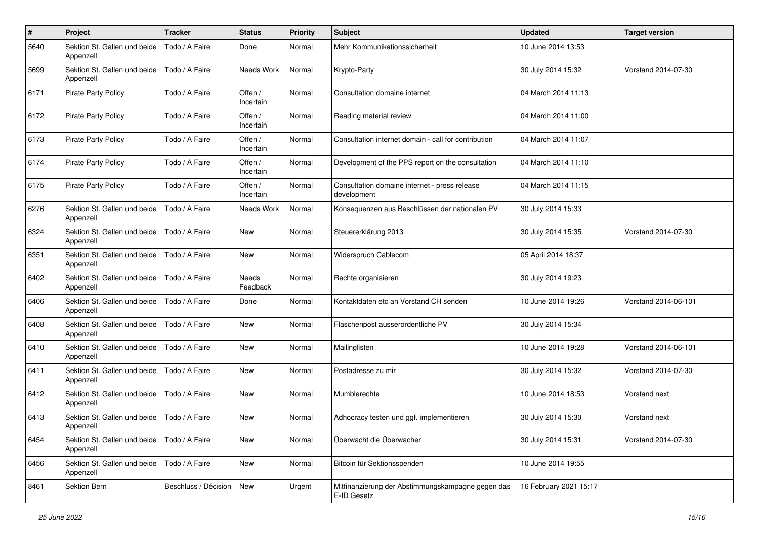| # | Project | Tracker | Status | Priority | Subject | Updated | Target version |
|---|---|---|---|---|---|---|---|
| 5640 | Sektion St. Gallen und beide Appenzell | Todo / A Faire | Done | Normal | Mehr Kommunikationssicherheit | 10 June 2014 13:53 | |
| 5699 | Sektion St. Gallen und beide Appenzell | Todo / A Faire | Needs Work | Normal | Krypto-Party | 30 July 2014 15:32 | Vorstand 2014-07-30 |
| 6171 | Pirate Party Policy | Todo / A Faire | Offen / Incertain | Normal | Consultation domaine internet | 04 March 2014 11:13 | |
| 6172 | Pirate Party Policy | Todo / A Faire | Offen / Incertain | Normal | Reading material review | 04 March 2014 11:00 | |
| 6173 | Pirate Party Policy | Todo / A Faire | Offen / Incertain | Normal | Consultation internet domain - call for contribution | 04 March 2014 11:07 | |
| 6174 | Pirate Party Policy | Todo / A Faire | Offen / Incertain | Normal | Development of the PPS report on the consultation | 04 March 2014 11:10 | |
| 6175 | Pirate Party Policy | Todo / A Faire | Offen / Incertain | Normal | Consultation domaine internet - press release development | 04 March 2014 11:15 | |
| 6276 | Sektion St. Gallen und beide Appenzell | Todo / A Faire | Needs Work | Normal | Konsequenzen aus Beschlüssen der nationalen PV | 30 July 2014 15:33 | |
| 6324 | Sektion St. Gallen und beide Appenzell | Todo / A Faire | New | Normal | Steuererklärung 2013 | 30 July 2014 15:35 | Vorstand 2014-07-30 |
| 6351 | Sektion St. Gallen und beide Appenzell | Todo / A Faire | New | Normal | Widerspruch Cablecom | 05 April 2014 18:37 | |
| 6402 | Sektion St. Gallen und beide Appenzell | Todo / A Faire | Needs Feedback | Normal | Rechte organisieren | 30 July 2014 19:23 | |
| 6406 | Sektion St. Gallen und beide Appenzell | Todo / A Faire | Done | Normal | Kontaktdaten etc an Vorstand CH senden | 10 June 2014 19:26 | Vorstand 2014-06-101 |
| 6408 | Sektion St. Gallen und beide Appenzell | Todo / A Faire | New | Normal | Flaschenpost ausserordentliche PV | 30 July 2014 15:34 | |
| 6410 | Sektion St. Gallen und beide Appenzell | Todo / A Faire | New | Normal | Mailinglisten | 10 June 2014 19:28 | Vorstand 2014-06-101 |
| 6411 | Sektion St. Gallen und beide Appenzell | Todo / A Faire | New | Normal | Postadresse zu mir | 30 July 2014 15:32 | Vorstand 2014-07-30 |
| 6412 | Sektion St. Gallen und beide Appenzell | Todo / A Faire | New | Normal | Mumblerechte | 10 June 2014 18:53 | Vorstand next |
| 6413 | Sektion St. Gallen und beide Appenzell | Todo / A Faire | New | Normal | Adhocracy testen und ggf. implementieren | 30 July 2014 15:30 | Vorstand next |
| 6454 | Sektion St. Gallen und beide Appenzell | Todo / A Faire | New | Normal | Überwacht die Überwacher | 30 July 2014 15:31 | Vorstand 2014-07-30 |
| 6456 | Sektion St. Gallen und beide Appenzell | Todo / A Faire | New | Normal | Bitcoin für Sektionsspenden | 10 June 2014 19:55 | |
| 8461 | Sektion Bern | Beschluss / Décision | New | Urgent | Mitfinanzierung der Abstimmungskampagne gegen das E-ID Gesetz | 16 February 2021 15:17 | |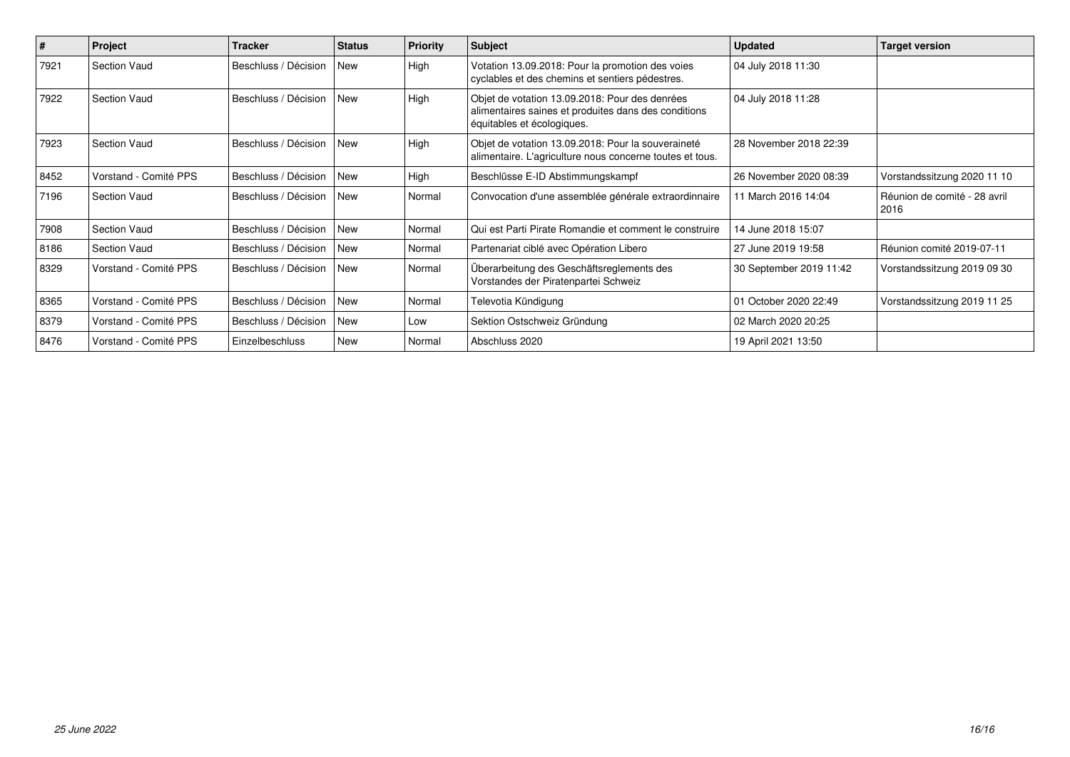| # | Project | Tracker | Status | Priority | Subject | Updated | Target version |
|---|---|---|---|---|---|---|---|
| 7921 | Section Vaud | Beschluss / Décision | New | High | Votation 13.09.2018: Pour la promotion des voies cyclables et des chemins et sentiers pédestres. | 04 July 2018 11:30 | |
| 7922 | Section Vaud | Beschluss / Décision | New | High | Objet de votation 13.09.2018: Pour des denrées alimentaires saines et produites dans des conditions équitables et écologiques. | 04 July 2018 11:28 | |
| 7923 | Section Vaud | Beschluss / Décision | New | High | Objet de votation 13.09.2018: Pour la souveraineté alimentaire. L'agriculture nous concerne toutes et tous. | 28 November 2018 22:39 | |
| 8452 | Vorstand - Comité PPS | Beschluss / Décision | New | High | Beschlüsse E-ID Abstimmungskampf | 26 November 2020 08:39 | Vorstandssitzung 2020 11 10 |
| 7196 | Section Vaud | Beschluss / Décision | New | Normal | Convocation d'une assemblée générale extraordinnaire | 11 March 2016 14:04 | Réunion de comité - 28 avril 2016 |
| 7908 | Section Vaud | Beschluss / Décision | New | Normal | Qui est Parti Pirate Romandie et comment le construire | 14 June 2018 15:07 | |
| 8186 | Section Vaud | Beschluss / Décision | New | Normal | Partenariat ciblé avec Opération Libero | 27 June 2019 19:58 | Réunion comité 2019-07-11 |
| 8329 | Vorstand - Comité PPS | Beschluss / Décision | New | Normal | Überarbeitung des Geschäftsreglements des Vorstandes der Piratenpartei Schweiz | 30 September 2019 11:42 | Vorstandssitzung 2019 09 30 |
| 8365 | Vorstand - Comité PPS | Beschluss / Décision | New | Normal | Televotia Kündigung | 01 October 2020 22:49 | Vorstandssitzung 2019 11 25 |
| 8379 | Vorstand - Comité PPS | Beschluss / Décision | New | Low | Sektion Ostschweiz Gründung | 02 March 2020 20:25 | |
| 8476 | Vorstand - Comité PPS | Einzelbeschluss | New | Normal | Abschluss 2020 | 19 April 2021 13:50 | |